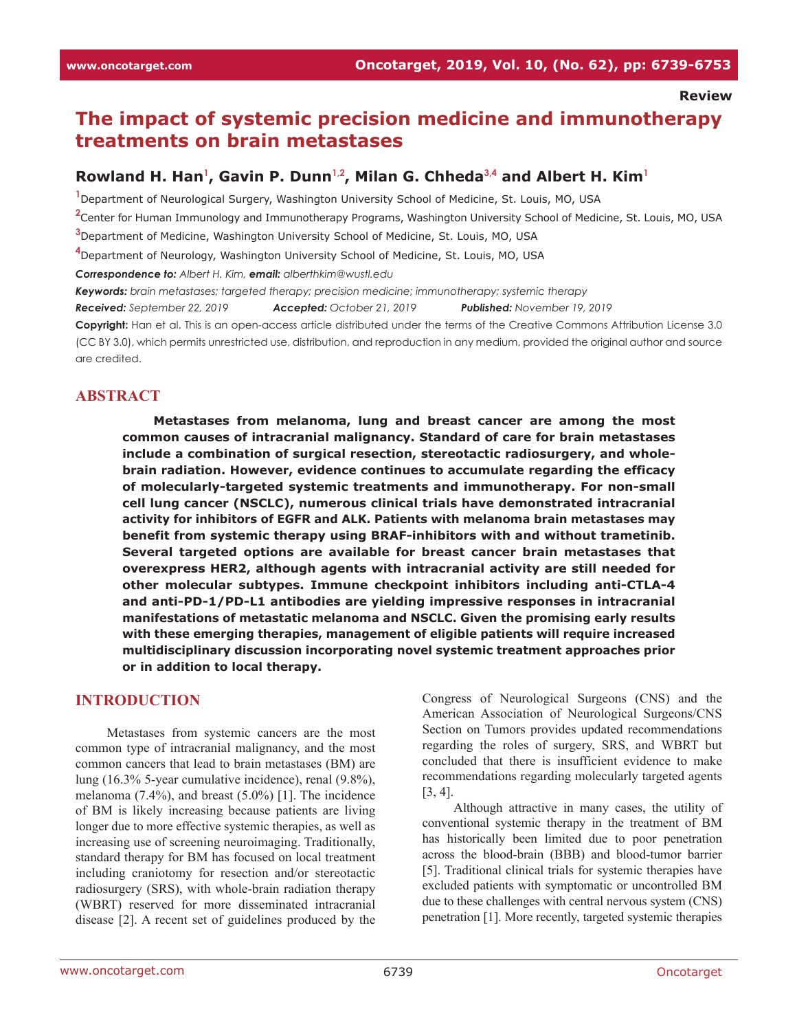Review

# The impact of systemic precision medicine and immunotherapy treatments on brain metastases

**Rowland H. Han[1], Gavin P. Dunn[1,2], Milan G. Chheda[3,4] and Albert H. Kim[1]**

[1]Department of Neurological Surgery, Washington University School of Medicine, St. Louis, MO, USA

[2]Center for Human Immunology and Immunotherapy Programs, Washington University School of Medicine, St. Louis, MO, USA

[3]Department of Medicine, Washington University School of Medicine, St. Louis, MO, USA

[4]Department of Neurology, Washington University School of Medicine, St. Louis, MO, USA

***Correspondence to:*** *Albert H. Kim,* ***email:*** *alberthkim@wustl.edu*

***Keywords:*** *brain metastases; targeted therapy; precision medicine; immunotherapy; systemic therapy*

***Received:*** *September 22, 2019* ***Accepted:*** *October 21, 2019* ***Published:*** *November 19, 2019*

**Copyright:** Han et al. This is an open-access article distributed under the terms of the Creative Commons Attribution License 3.0 (CC BY 3.0), which permits unrestricted use, distribution, and reproduction in any medium, provided the original author and source are credited.

## ABSTRACT

**Metastases from melanoma, lung and breast cancer are among the most common causes of intracranial malignancy. Standard of care for brain metastases include a combination of surgical resection, stereotactic radiosurgery, and whole-brain radiation. However, evidence continues to accumulate regarding the efficacy of molecularly-targeted systemic treatments and immunotherapy. For non-small cell lung cancer (NSCLC), numerous clinical trials have demonstrated intracranial activity for inhibitors of EGFR and ALK. Patients with melanoma brain metastases may benefit from systemic therapy using BRAF-inhibitors with and without trametinib. Several targeted options are available for breast cancer brain metastases that overexpress HER2, although agents with intracranial activity are still needed for other molecular subtypes. Immune checkpoint inhibitors including anti-CTLA-4 and anti-PD-1/PD-L1 antibodies are yielding impressive responses in intracranial manifestations of metastatic melanoma and NSCLC. Given the promising early results with these emerging therapies, management of eligible patients will require increased multidisciplinary discussion incorporating novel systemic treatment approaches prior or in addition to local therapy.**

## INTRODUCTION

Metastases from systemic cancers are the most common type of intracranial malignancy, and the most common cancers that lead to brain metastases (BM) are lung (16.3% 5-year cumulative incidence), renal (9.8%), melanoma (7.4%), and breast (5.0%) [1]. The incidence of BM is likely increasing because patients are living longer due to more effective systemic therapies, as well as increasing use of screening neuroimaging. Traditionally, standard therapy for BM has focused on local treatment including craniotomy for resection and/or stereotactic radiosurgery (SRS), with whole-brain radiation therapy (WBRT) reserved for more disseminated intracranial disease [2]. A recent set of guidelines produced by the Congress of Neurological Surgeons (CNS) and the American Association of Neurological Surgeons/CNS Section on Tumors provides updated recommendations regarding the roles of surgery, SRS, and WBRT but concluded that there is insufficient evidence to make recommendations regarding molecularly targeted agents [3, 4].

Although attractive in many cases, the utility of conventional systemic therapy in the treatment of BM has historically been limited due to poor penetration across the blood-brain (BBB) and blood-tumor barrier [5]. Traditional clinical trials for systemic therapies have excluded patients with symptomatic or uncontrolled BM due to these challenges with central nervous system (CNS) penetration [1]. More recently, targeted systemic therapies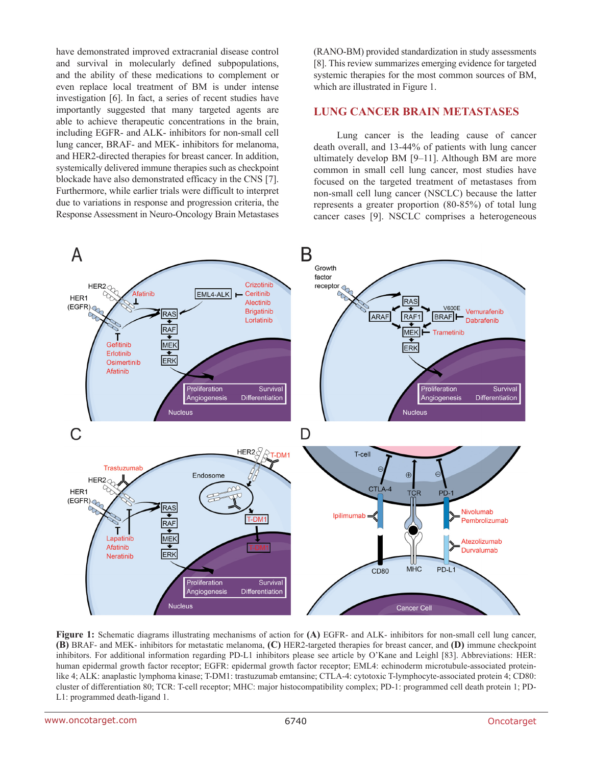have demonstrated improved extracranial disease control and survival in molecularly defined subpopulations, and the ability of these medications to complement or even replace local treatment of BM is under intense investigation [6]. In fact, a series of recent studies have importantly suggested that many targeted agents are able to achieve therapeutic concentrations in the brain, including EGFR- and ALK- inhibitors for non-small cell lung cancer, BRAF- and MEK- inhibitors for melanoma, and HER2-directed therapies for breast cancer. In addition, systemically delivered immune therapies such as checkpoint blockade have also demonstrated efficacy in the CNS [7]. Furthermore, while earlier trials were difficult to interpret due to variations in response and progression criteria, the Response Assessment in Neuro-Oncology Brain Metastases (RANO-BM) provided standardization in study assessments [8]. This review summarizes emerging evidence for targeted systemic therapies for the most common sources of BM, which are illustrated in Figure 1.

## LUNG CANCER BRAIN METASTASES

Lung cancer is the leading cause of cancer death overall, and 13-44% of patients with lung cancer ultimately develop BM [9–11]. Although BM are more common in small cell lung cancer, most studies have focused on the targeted treatment of metastases from non-small cell lung cancer (NSCLC) because the latter represents a greater proportion (80-85%) of total lung cancer cases [9]. NSCLC comprises a heterogeneous

**Figure 1:** Schematic diagrams illustrating mechanisms of action for **(A)** EGFR- and ALK- inhibitors for non-small cell lung cancer, **(B)** BRAF- and MEK- inhibitors for metastatic melanoma, **(C)** HER2-targeted therapies for breast cancer, and **(D)** immune checkpoint inhibitors. For additional information regarding PD-L1 inhibitors please see article by O'Kane and Leighl [83]. Abbreviations: HER: human epidermal growth factor receptor; EGFR: epidermal growth factor receptor; EML4: echinoderm microtubule-associated protein-like 4; ALK: anaplastic lymphoma kinase; T-DM1: trastuzumab emtansine; CTLA-4: cytotoxic T-lymphocyte-associated protein 4; CD80: cluster of differentiation 80; TCR: T-cell receptor; MHC: major histocompatibility complex; PD-1: programmed cell death protein 1; PD-L1: programmed death-ligand 1.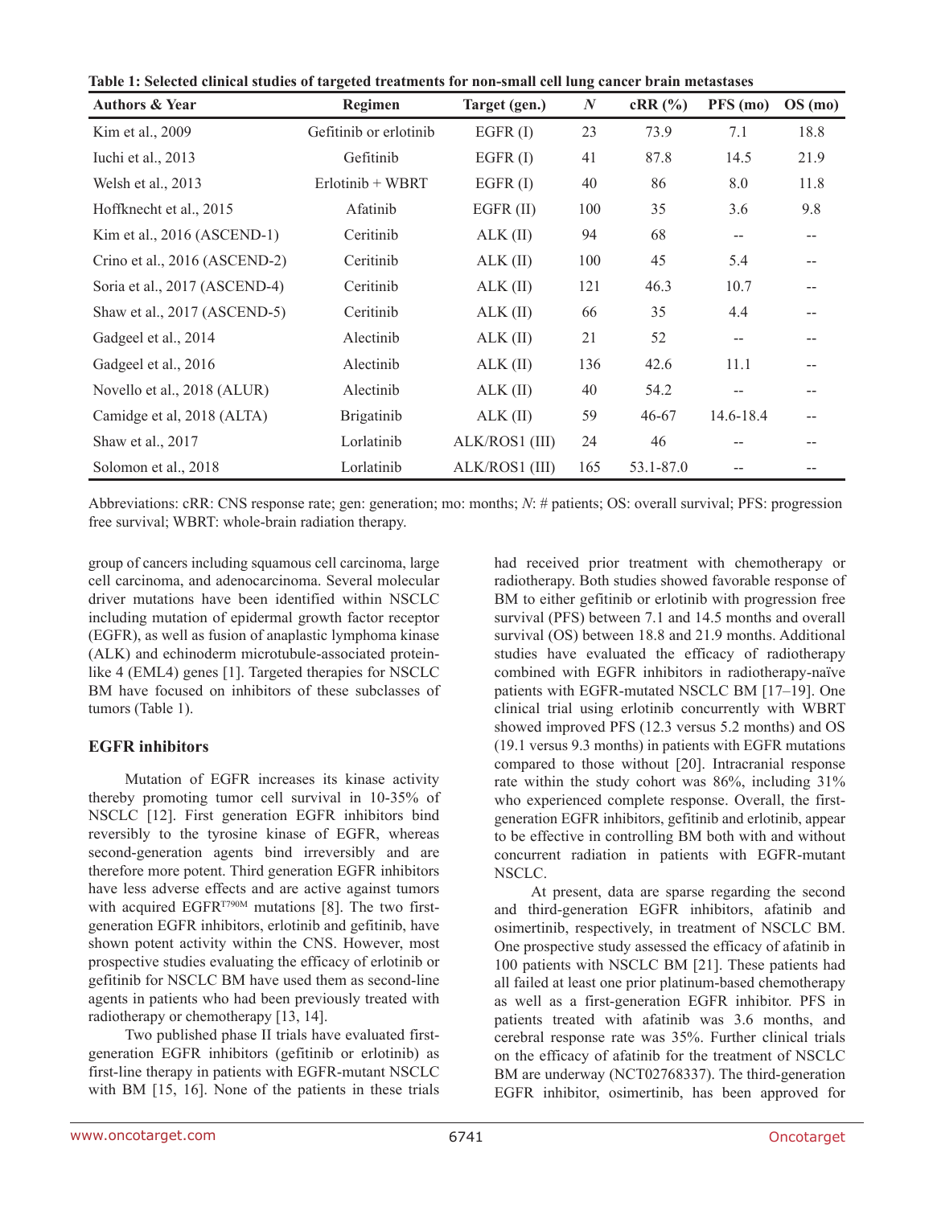**Table 1: Selected clinical studies of targeted treatments for non-small cell lung cancer brain metastases**

| Authors & Year | Regimen | Target (gen.) | *N* | cRR (%) | PFS (mo) | OS (mo) |
|---|---|---|---|---|---|---|
| Kim et al., 2009 | Gefitinib or erlotinib | EGFR (I) | 23 | 73.9 | 7.1 | 18.8 |
| Iuchi et al., 2013 | Gefitinib | EGFR (I) | 41 | 87.8 | 14.5 | 21.9 |
| Welsh et al., 2013 | Erlotinib + WBRT | EGFR (I) | 40 | 86 | 8.0 | 11.8 |
| Hoffknecht et al., 2015 | Afatinib | EGFR (II) | 100 | 35 | 3.6 | 9.8 |
| Kim et al., 2016 (ASCEND-1) | Ceritinib | ALK (II) | 94 | 68 | -- | -- |
| Crino et al., 2016 (ASCEND-2) | Ceritinib | ALK (II) | 100 | 45 | 5.4 | -- |
| Soria et al., 2017 (ASCEND-4) | Ceritinib | ALK (II) | 121 | 46.3 | 10.7 | -- |
| Shaw et al., 2017 (ASCEND-5) | Ceritinib | ALK (II) | 66 | 35 | 4.4 | -- |
| Gadgeel et al., 2014 | Alectinib | ALK (II) | 21 | 52 | -- | -- |
| Gadgeel et al., 2016 | Alectinib | ALK (II) | 136 | 42.6 | 11.1 | -- |
| Novello et al., 2018 (ALUR) | Alectinib | ALK (II) | 40 | 54.2 | -- | -- |
| Camidge et al, 2018 (ALTA) | Brigatinib | ALK (II) | 59 | 46-67 | 14.6-18.4 | -- |
| Shaw et al., 2017 | Lorlatinib | ALK/ROS1 (III) | 24 | 46 | -- | -- |
| Solomon et al., 2018 | Lorlatinib | ALK/ROS1 (III) | 165 | 53.1-87.0 | -- | -- |

Abbreviations: cRR: CNS response rate; gen: generation; mo: months; *N*: # patients; OS: overall survival; PFS: progression free survival; WBRT: whole-brain radiation therapy.

group of cancers including squamous cell carcinoma, large cell carcinoma, and adenocarcinoma. Several molecular driver mutations have been identified within NSCLC including mutation of epidermal growth factor receptor (EGFR), as well as fusion of anaplastic lymphoma kinase (ALK) and echinoderm microtubule-associated protein-like 4 (EML4) genes [1]. Targeted therapies for NSCLC BM have focused on inhibitors of these subclasses of tumors (Table 1).

## EGFR inhibitors

Mutation of EGFR increases its kinase activity thereby promoting tumor cell survival in 10-35% of NSCLC [12]. First generation EGFR inhibitors bind reversibly to the tyrosine kinase of EGFR, whereas second-generation agents bind irreversibly and are therefore more potent. Third generation EGFR inhibitors have less adverse effects and are active against tumors with acquired $EGFR^{T790M}$ mutations [8]. The two first-generation EGFR inhibitors, erlotinib and gefitinib, have shown potent activity within the CNS. However, most prospective studies evaluating the efficacy of erlotinib or gefitinib for NSCLC BM have used them as second-line agents in patients who had been previously treated with radiotherapy or chemotherapy [13, 14].

Two published phase II trials have evaluated first-generation EGFR inhibitors (gefitinib or erlotinib) as first-line therapy in patients with EGFR-mutant NSCLC with BM [15, 16]. None of the patients in these trials had received prior treatment with chemotherapy or radiotherapy. Both studies showed favorable response of BM to either gefitinib or erlotinib with progression free survival (PFS) between 7.1 and 14.5 months and overall survival (OS) between 18.8 and 21.9 months. Additional studies have evaluated the efficacy of radiotherapy combined with EGFR inhibitors in radiotherapy-naïve patients with EGFR-mutated NSCLC BM [17–19]. One clinical trial using erlotinib concurrently with WBRT showed improved PFS (12.3 versus 5.2 months) and OS (19.1 versus 9.3 months) in patients with EGFR mutations compared to those without [20]. Intracranial response rate within the study cohort was 86%, including 31% who experienced complete response. Overall, the first-generation EGFR inhibitors, gefitinib and erlotinib, appear to be effective in controlling BM both with and without concurrent radiation in patients with EGFR-mutant NSCLC.

At present, data are sparse regarding the second and third-generation EGFR inhibitors, afatinib and osimertinib, respectively, in treatment of NSCLC BM. One prospective study assessed the efficacy of afatinib in 100 patients with NSCLC BM [21]. These patients had all failed at least one prior platinum-based chemotherapy as well as a first-generation EGFR inhibitor. PFS in patients treated with afatinib was 3.6 months, and cerebral response rate was 35%. Further clinical trials on the efficacy of afatinib for the treatment of NSCLC BM are underway (NCT02768337). The third-generation EGFR inhibitor, osimertinib, has been approved for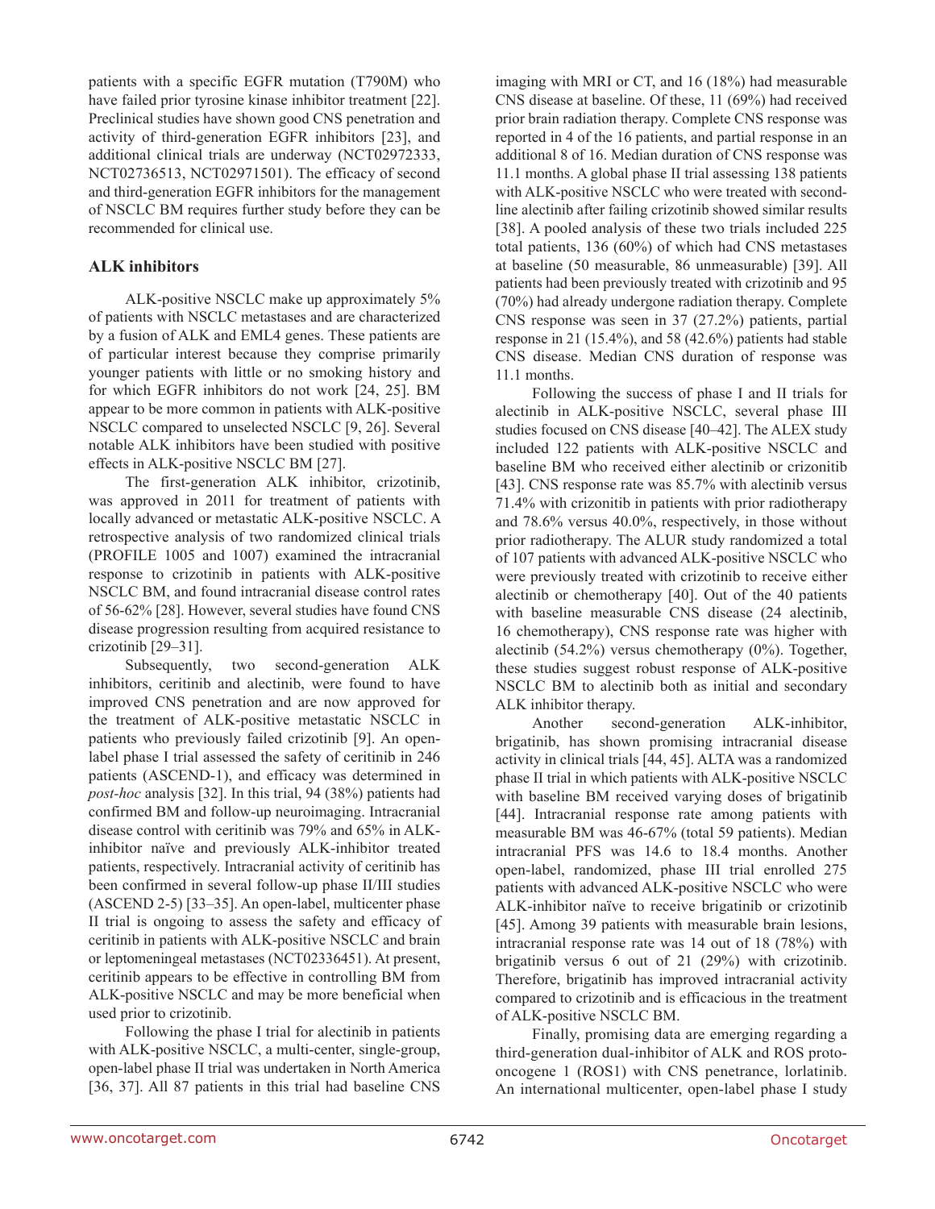patients with a specific EGFR mutation (T790M) who have failed prior tyrosine kinase inhibitor treatment [22]. Preclinical studies have shown good CNS penetration and activity of third-generation EGFR inhibitors [23], and additional clinical trials are underway (NCT02972333, NCT02736513, NCT02971501). The efficacy of second and third-generation EGFR inhibitors for the management of NSCLC BM requires further study before they can be recommended for clinical use.

### ALK inhibitors

ALK-positive NSCLC make up approximately 5% of patients with NSCLC metastases and are characterized by a fusion of ALK and EML4 genes. These patients are of particular interest because they comprise primarily younger patients with little or no smoking history and for which EGFR inhibitors do not work [24, 25]. BM appear to be more common in patients with ALK-positive NSCLC compared to unselected NSCLC [9, 26]. Several notable ALK inhibitors have been studied with positive effects in ALK-positive NSCLC BM [27].

The first-generation ALK inhibitor, crizotinib, was approved in 2011 for treatment of patients with locally advanced or metastatic ALK-positive NSCLC. A retrospective analysis of two randomized clinical trials (PROFILE 1005 and 1007) examined the intracranial response to crizotinib in patients with ALK-positive NSCLC BM, and found intracranial disease control rates of 56-62% [28]. However, several studies have found CNS disease progression resulting from acquired resistance to crizotinib [29–31].

Subsequently, two second-generation ALK inhibitors, ceritinib and alectinib, were found to have improved CNS penetration and are now approved for the treatment of ALK-positive metastatic NSCLC in patients who previously failed crizotinib [9]. An open-label phase I trial assessed the safety of ceritinib in 246 patients (ASCEND-1), and efficacy was determined in *post-hoc* analysis [32]. In this trial, 94 (38%) patients had confirmed BM and follow-up neuroimaging. Intracranial disease control with ceritinib was 79% and 65% in ALK-inhibitor naïve and previously ALK-inhibitor treated patients, respectively. Intracranial activity of ceritinib has been confirmed in several follow-up phase II/III studies (ASCEND 2-5) [33–35]. An open-label, multicenter phase II trial is ongoing to assess the safety and efficacy of ceritinib in patients with ALK-positive NSCLC and brain or leptomeningeal metastases (NCT02336451). At present, ceritinib appears to be effective in controlling BM from ALK-positive NSCLC and may be more beneficial when used prior to crizotinib.

Following the phase I trial for alectinib in patients with ALK-positive NSCLC, a multi-center, single-group, open-label phase II trial was undertaken in North America [36, 37]. All 87 patients in this trial had baseline CNS imaging with MRI or CT, and 16 (18%) had measurable CNS disease at baseline. Of these, 11 (69%) had received prior brain radiation therapy. Complete CNS response was reported in 4 of the 16 patients, and partial response in an additional 8 of 16. Median duration of CNS response was 11.1 months. A global phase II trial assessing 138 patients with ALK-positive NSCLC who were treated with second-line alectinib after failing crizotinib showed similar results [38]. A pooled analysis of these two trials included 225 total patients, 136 (60%) of which had CNS metastases at baseline (50 measurable, 86 unmeasurable) [39]. All patients had been previously treated with crizotinib and 95 (70%) had already undergone radiation therapy. Complete CNS response was seen in 37 (27.2%) patients, partial response in 21 (15.4%), and 58 (42.6%) patients had stable CNS disease. Median CNS duration of response was 11.1 months.

Following the success of phase I and II trials for alectinib in ALK-positive NSCLC, several phase III studies focused on CNS disease [40–42]. The ALEX study included 122 patients with ALK-positive NSCLC and baseline BM who received either alectinib or crizonitib [43]. CNS response rate was 85.7% with alectinib versus 71.4% with crizonitib in patients with prior radiotherapy and 78.6% versus 40.0%, respectively, in those without prior radiotherapy. The ALUR study randomized a total of 107 patients with advanced ALK-positive NSCLC who were previously treated with crizotinib to receive either alectinib or chemotherapy [40]. Out of the 40 patients with baseline measurable CNS disease (24 alectinib, 16 chemotherapy), CNS response rate was higher with alectinib (54.2%) versus chemotherapy (0%). Together, these studies suggest robust response of ALK-positive NSCLC BM to alectinib both as initial and secondary ALK inhibitor therapy.

Another second-generation ALK-inhibitor, brigatinib, has shown promising intracranial disease activity in clinical trials [44, 45]. ALTA was a randomized phase II trial in which patients with ALK-positive NSCLC with baseline BM received varying doses of brigatinib [44]. Intracranial response rate among patients with measurable BM was 46-67% (total 59 patients). Median intracranial PFS was 14.6 to 18.4 months. Another open-label, randomized, phase III trial enrolled 275 patients with advanced ALK-positive NSCLC who were ALK-inhibitor naïve to receive brigatinib or crizotinib [45]. Among 39 patients with measurable brain lesions, intracranial response rate was 14 out of 18 (78%) with brigatinib versus 6 out of 21 (29%) with crizotinib. Therefore, brigatinib has improved intracranial activity compared to crizotinib and is efficacious in the treatment of ALK-positive NSCLC BM.

Finally, promising data are emerging regarding a third-generation dual-inhibitor of ALK and ROS proto-oncogene 1 (ROS1) with CNS penetrance, lorlatinib. An international multicenter, open-label phase I study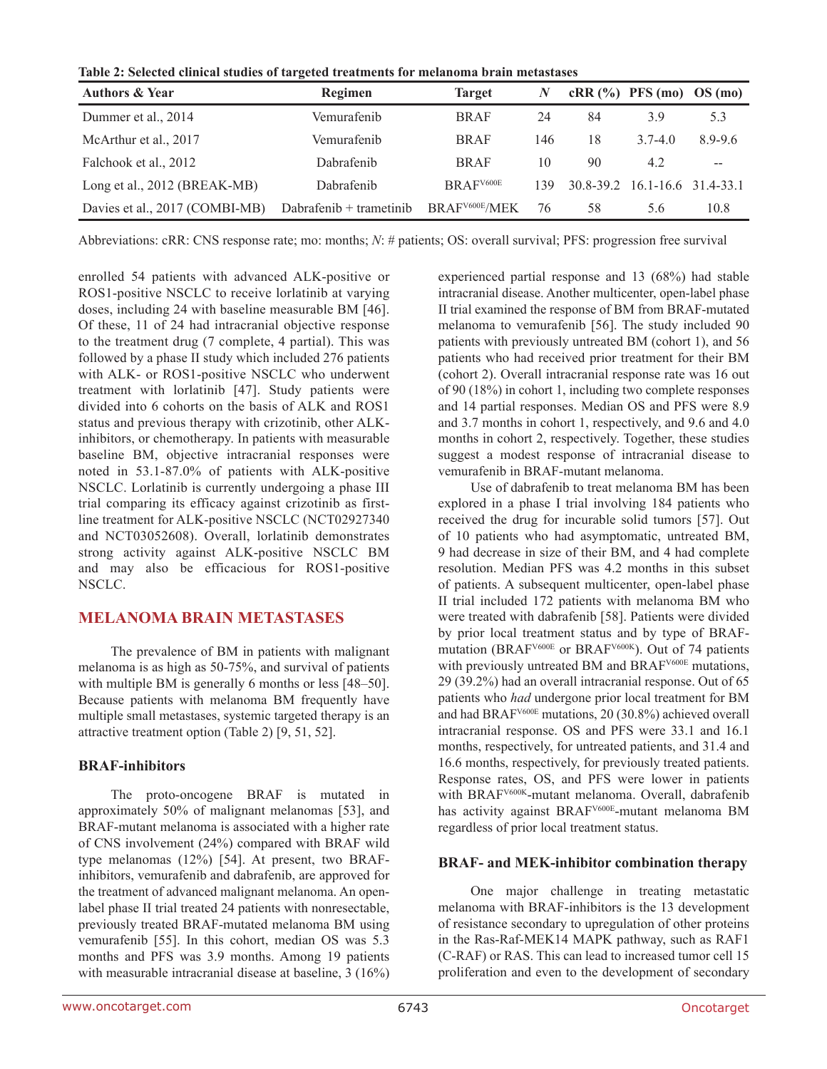**Table 2: Selected clinical studies of targeted treatments for melanoma brain metastases**

| Authors & Year | Regimen | Target | *N* | cRR (%) | PFS (mo) | OS (mo) |
|---|---|---|---|---|---|---|
| Dummer et al., 2014 | Vemurafenib | BRAF | 24 | 84 | 3.9 | 5.3 |
| McArthur et al., 2017 | Vemurafenib | BRAF | 146 | 18 | 3.7-4.0 | 8.9-9.6 |
| Falchook et al., 2012 | Dabrafenib | BRAF | 10 | 90 | 4.2 | -- |
| Long et al., 2012 (BREAK-MB) | Dabrafenib | $BRAF^{V600E}$ | 139 | 30.8-39.2 | 16.1-16.6 | 31.4-33.1 |
| Davies et al., 2017 (COMBI-MB) | Dabrafenib + trametinib | $BRAF^{V600E}$/MEK | 76 | 58 | 5.6 | 10.8 |

Abbreviations: cRR: CNS response rate; mo: months; *N*: # patients; OS: overall survival; PFS: progression free survival

enrolled 54 patients with advanced ALK-positive or ROS1-positive NSCLC to receive lorlatinib at varying doses, including 24 with baseline measurable BM [46]. Of these, 11 of 24 had intracranial objective response to the treatment drug (7 complete, 4 partial). This was followed by a phase II study which included 276 patients with ALK- or ROS1-positive NSCLC who underwent treatment with lorlatinib [47]. Study patients were divided into 6 cohorts on the basis of ALK and ROS1 status and previous therapy with crizotinib, other ALK-inhibitors, or chemotherapy. In patients with measurable baseline BM, objective intracranial responses were noted in 53.1-87.0% of patients with ALK-positive NSCLC. Lorlatinib is currently undergoing a phase III trial comparing its efficacy against crizotinib as first-line treatment for ALK-positive NSCLC (NCT02927340 and NCT03052608). Overall, lorlatinib demonstrates strong activity against ALK-positive NSCLC BM and may also be efficacious for ROS1-positive NSCLC.

## MELANOMA BRAIN METASTASES

The prevalence of BM in patients with malignant melanoma is as high as 50-75%, and survival of patients with multiple BM is generally 6 months or less [48–50]. Because patients with melanoma BM frequently have multiple small metastases, systemic targeted therapy is an attractive treatment option (Table 2) [9, 51, 52].

### BRAF-inhibitors

The proto-oncogene BRAF is mutated in approximately 50% of malignant melanomas [53], and BRAF-mutant melanoma is associated with a higher rate of CNS involvement (24%) compared with BRAF wild type melanomas (12%) [54]. At present, two BRAF-inhibitors, vemurafenib and dabrafenib, are approved for the treatment of advanced malignant melanoma. An open-label phase II trial treated 24 patients with nonresectable, previously treated BRAF-mutated melanoma BM using vemurafenib [55]. In this cohort, median OS was 5.3 months and PFS was 3.9 months. Among 19 patients with measurable intracranial disease at baseline, 3 (16%) experienced partial response and 13 (68%) had stable intracranial disease. Another multicenter, open-label phase II trial examined the response of BM from BRAF-mutated melanoma to vemurafenib [56]. The study included 90 patients with previously untreated BM (cohort 1), and 56 patients who had received prior treatment for their BM (cohort 2). Overall intracranial response rate was 16 out of 90 (18%) in cohort 1, including two complete responses and 14 partial responses. Median OS and PFS were 8.9 and 3.7 months in cohort 1, respectively, and 9.6 and 4.0 months in cohort 2, respectively. Together, these studies suggest a modest response of intracranial disease to vemurafenib in BRAF-mutant melanoma.

Use of dabrafenib to treat melanoma BM has been explored in a phase I trial involving 184 patients who received the drug for incurable solid tumors [57]. Out of 10 patients who had asymptomatic, untreated BM, 9 had decrease in size of their BM, and 4 had complete resolution. Median PFS was 4.2 months in this subset of patients. A subsequent multicenter, open-label phase II trial included 172 patients with melanoma BM who were treated with dabrafenib [58]. Patients were divided by prior local treatment status and by type of BRAF-mutation ($BRAF^{V600E}$ or $BRAF^{V600K}$). Out of 74 patients with previously untreated BM and $BRAF^{V600E}$ mutations, 29 (39.2%) had an overall intracranial response. Out of 65 patients who *had* undergone prior local treatment for BM and had $BRAF^{V600E}$ mutations, 20 (30.8%) achieved overall intracranial response. OS and PFS were 33.1 and 16.1 months, respectively, for untreated patients, and 31.4 and 16.6 months, respectively, for previously treated patients. Response rates, OS, and PFS were lower in patients with $BRAF^{V600K}$-mutant melanoma. Overall, dabrafenib has activity against $BRAF^{V600E}$-mutant melanoma BM regardless of prior local treatment status.

### BRAF- and MEK-inhibitor combination therapy

One major challenge in treating metastatic melanoma with BRAF-inhibitors is the 13 development of resistance secondary to upregulation of other proteins in the Ras-Raf-MEK14 MAPK pathway, such as RAF1 (C-RAF) or RAS. This can lead to increased tumor cell 15 proliferation and even to the development of secondary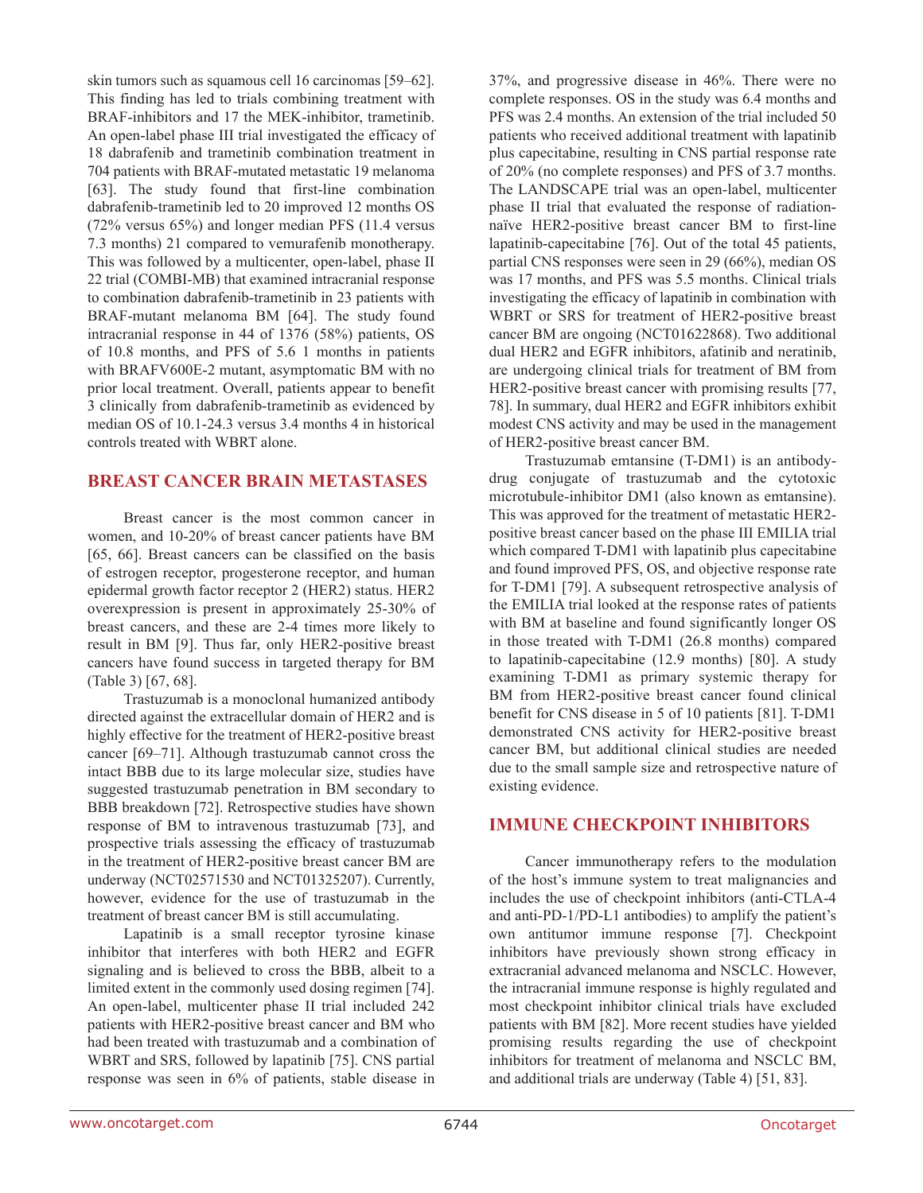skin tumors such as squamous cell 16 carcinomas [59–62]. This finding has led to trials combining treatment with BRAF-inhibitors and 17 the MEK-inhibitor, trametinib. An open-label phase III trial investigated the efficacy of 18 dabrafenib and trametinib combination treatment in 704 patients with BRAF-mutated metastatic 19 melanoma [63]. The study found that first-line combination dabrafenib-trametinib led to 20 improved 12 months OS (72% versus 65%) and longer median PFS (11.4 versus 7.3 months) 21 compared to vemurafenib monotherapy. This was followed by a multicenter, open-label, phase II 22 trial (COMBI-MB) that examined intracranial response to combination dabrafenib-trametinib in 23 patients with BRAF-mutant melanoma BM [64]. The study found intracranial response in 44 of 1376 (58%) patients, OS of 10.8 months, and PFS of 5.6 1 months in patients with BRAFV600E-2 mutant, asymptomatic BM with no prior local treatment. Overall, patients appear to benefit 3 clinically from dabrafenib-trametinib as evidenced by median OS of 10.1-24.3 versus 3.4 months 4 in historical controls treated with WBRT alone.

## BREAST CANCER BRAIN METASTASES

Breast cancer is the most common cancer in women, and 10-20% of breast cancer patients have BM [65, 66]. Breast cancers can be classified on the basis of estrogen receptor, progesterone receptor, and human epidermal growth factor receptor 2 (HER2) status. HER2 overexpression is present in approximately 25-30% of breast cancers, and these are 2-4 times more likely to result in BM [9]. Thus far, only HER2-positive breast cancers have found success in targeted therapy for BM (Table 3) [67, 68].

Trastuzumab is a monoclonal humanized antibody directed against the extracellular domain of HER2 and is highly effective for the treatment of HER2-positive breast cancer [69–71]. Although trastuzumab cannot cross the intact BBB due to its large molecular size, studies have suggested trastuzumab penetration in BM secondary to BBB breakdown [72]. Retrospective studies have shown response of BM to intravenous trastuzumab [73], and prospective trials assessing the efficacy of trastuzumab in the treatment of HER2-positive breast cancer BM are underway (NCT02571530 and NCT01325207). Currently, however, evidence for the use of trastuzumab in the treatment of breast cancer BM is still accumulating.

Lapatinib is a small receptor tyrosine kinase inhibitor that interferes with both HER2 and EGFR signaling and is believed to cross the BBB, albeit to a limited extent in the commonly used dosing regimen [74]. An open-label, multicenter phase II trial included 242 patients with HER2-positive breast cancer and BM who had been treated with trastuzumab and a combination of WBRT and SRS, followed by lapatinib [75]. CNS partial response was seen in 6% of patients, stable disease in 37%, and progressive disease in 46%. There were no complete responses. OS in the study was 6.4 months and PFS was 2.4 months. An extension of the trial included 50 patients who received additional treatment with lapatinib plus capecitabine, resulting in CNS partial response rate of 20% (no complete responses) and PFS of 3.7 months. The LANDSCAPE trial was an open-label, multicenter phase II trial that evaluated the response of radiation-naïve HER2-positive breast cancer BM to first-line lapatinib-capecitabine [76]. Out of the total 45 patients, partial CNS responses were seen in 29 (66%), median OS was 17 months, and PFS was 5.5 months. Clinical trials investigating the efficacy of lapatinib in combination with WBRT or SRS for treatment of HER2-positive breast cancer BM are ongoing (NCT01622868). Two additional dual HER2 and EGFR inhibitors, afatinib and neratinib, are undergoing clinical trials for treatment of BM from HER2-positive breast cancer with promising results [77, 78]. In summary, dual HER2 and EGFR inhibitors exhibit modest CNS activity and may be used in the management of HER2-positive breast cancer BM.

Trastuzumab emtansine (T-DM1) is an antibody-drug conjugate of trastuzumab and the cytotoxic microtubule-inhibitor DM1 (also known as emtansine). This was approved for the treatment of metastatic HER2-positive breast cancer based on the phase III EMILIA trial which compared T-DM1 with lapatinib plus capecitabine and found improved PFS, OS, and objective response rate for T-DM1 [79]. A subsequent retrospective analysis of the EMILIA trial looked at the response rates of patients with BM at baseline and found significantly longer OS in those treated with T-DM1 (26.8 months) compared to lapatinib-capecitabine (12.9 months) [80]. A study examining T-DM1 as primary systemic therapy for BM from HER2-positive breast cancer found clinical benefit for CNS disease in 5 of 10 patients [81]. T-DM1 demonstrated CNS activity for HER2-positive breast cancer BM, but additional clinical studies are needed due to the small sample size and retrospective nature of existing evidence.

## IMMUNE CHECKPOINT INHIBITORS

Cancer immunotherapy refers to the modulation of the host's immune system to treat malignancies and includes the use of checkpoint inhibitors (anti-CTLA-4 and anti-PD-1/PD-L1 antibodies) to amplify the patient's own antitumor immune response [7]. Checkpoint inhibitors have previously shown strong efficacy in extracranial advanced melanoma and NSCLC. However, the intracranial immune response is highly regulated and most checkpoint inhibitor clinical trials have excluded patients with BM [82]. More recent studies have yielded promising results regarding the use of checkpoint inhibitors for treatment of melanoma and NSCLC BM, and additional trials are underway (Table 4) [51, 83].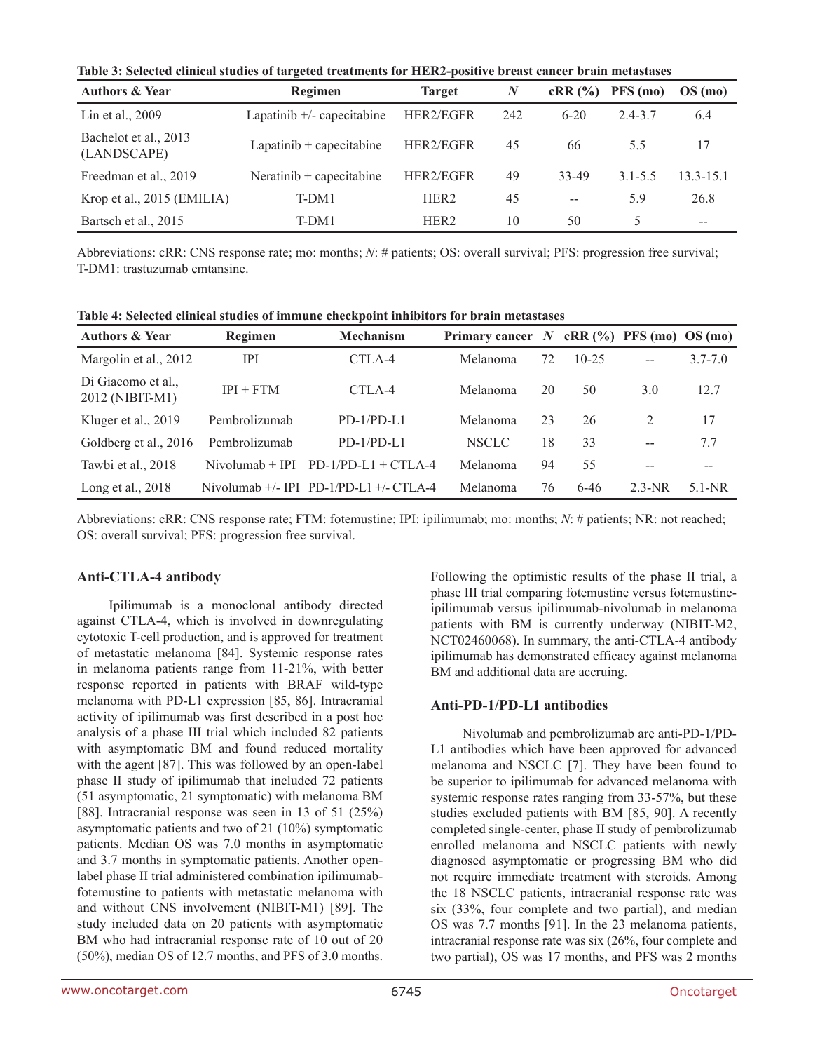**Table 3: Selected clinical studies of targeted treatments for HER2-positive breast cancer brain metastases**

| Authors & Year | Regimen | Target | *N* | cRR (%) | PFS (mo) | OS (mo) |
|---|---|---|---|---|---|---|
| Lin et al., 2009 | Lapatinib +/- capecitabine | HER2/EGFR | 242 | 6-20 | 2.4-3.7 | 6.4 |
| Bachelot et al., 2013 (LANDSCAPE) | Lapatinib + capecitabine | HER2/EGFR | 45 | 66 | 5.5 | 17 |
| Freedman et al., 2019 | Neratinib + capecitabine | HER2/EGFR | 49 | 33-49 | 3.1-5.5 | 13.3-15.1 |
| Krop et al., 2015 (EMILIA) | T-DM1 | HER2 | 45 | -- | 5.9 | 26.8 |
| Bartsch et al., 2015 | T-DM1 | HER2 | 10 | 50 | 5 | -- |

Abbreviations: cRR: CNS response rate; mo: months; *N*: # patients; OS: overall survival; PFS: progression free survival; T-DM1: trastuzumab emtansine.

**Table 4: Selected clinical studies of immune checkpoint inhibitors for brain metastases**

| Authors & Year | Regimen | Mechanism | Primary cancer | *N* | cRR (%) | PFS (mo) | OS (mo) |
|---|---|---|---|---|---|---|---|
| Margolin et al., 2012 | IPI | CTLA-4 | Melanoma | 72 | 10-25 | -- | 3.7-7.0 |
| Di Giacomo et al., 2012 (NIBIT-M1) | IPI + FTM | CTLA-4 | Melanoma | 20 | 50 | 3.0 | 12.7 |
| Kluger et al., 2019 | Pembrolizumab | PD-1/PD-L1 | Melanoma | 23 | 26 | 2 | 17 |
| Goldberg et al., 2016 | Pembrolizumab | PD-1/PD-L1 | NSCLC | 18 | 33 | -- | 7.7 |
| Tawbi et al., 2018 | Nivolumab + IPI | PD-1/PD-L1 + CTLA-4 | Melanoma | 94 | 55 | -- | -- |
| Long et al., 2018 | Nivolumab +/- IPI | PD-1/PD-L1 +/- CTLA-4 | Melanoma | 76 | 6-46 | 2.3-NR | 5.1-NR |

Abbreviations: cRR: CNS response rate; FTM: fotemustine; IPI: ipilimumab; mo: months; *N*: # patients; NR: not reached; OS: overall survival; PFS: progression free survival.

### Anti-CTLA-4 antibody

Ipilimumab is a monoclonal antibody directed against CTLA-4, which is involved in downregulating cytotoxic T-cell production, and is approved for treatment of metastatic melanoma [84]. Systemic response rates in melanoma patients range from 11-21%, with better response reported in patients with BRAF wild-type melanoma with PD-L1 expression [85, 86]. Intracranial activity of ipilimumab was first described in a post hoc analysis of a phase III trial which included 82 patients with asymptomatic BM and found reduced mortality with the agent [87]. This was followed by an open-label phase II study of ipilimumab that included 72 patients (51 asymptomatic, 21 symptomatic) with melanoma BM [88]. Intracranial response was seen in 13 of 51 (25%) asymptomatic patients and two of 21 (10%) symptomatic patients. Median OS was 7.0 months in asymptomatic and 3.7 months in symptomatic patients. Another open-label phase II trial administered combination ipilimumab-fotemustine to patients with metastatic melanoma with and without CNS involvement (NIBIT-M1) [89]. The study included data on 20 patients with asymptomatic BM who had intracranial response rate of 10 out of 20 (50%), median OS of 12.7 months, and PFS of 3.0 months. Following the optimistic results of the phase II trial, a phase III trial comparing fotemustine versus fotemustine-ipilimumab versus ipilimumab-nivolumab in melanoma patients with BM is currently underway (NIBIT-M2, NCT02460068). In summary, the anti-CTLA-4 antibody ipilimumab has demonstrated efficacy against melanoma BM and additional data are accruing.

### Anti-PD-1/PD-L1 antibodies

Nivolumab and pembrolizumab are anti-PD-1/PD-L1 antibodies which have been approved for advanced melanoma and NSCLC [7]. They have been found to be superior to ipilimumab for advanced melanoma with systemic response rates ranging from 33-57%, but these studies excluded patients with BM [85, 90]. A recently completed single-center, phase II study of pembrolizumab enrolled melanoma and NSCLC patients with newly diagnosed asymptomatic or progressing BM who did not require immediate treatment with steroids. Among the 18 NSCLC patients, intracranial response rate was six (33%, four complete and two partial), and median OS was 7.7 months [91]. In the 23 melanoma patients, intracranial response rate was six (26%, four complete and two partial), OS was 17 months, and PFS was 2 months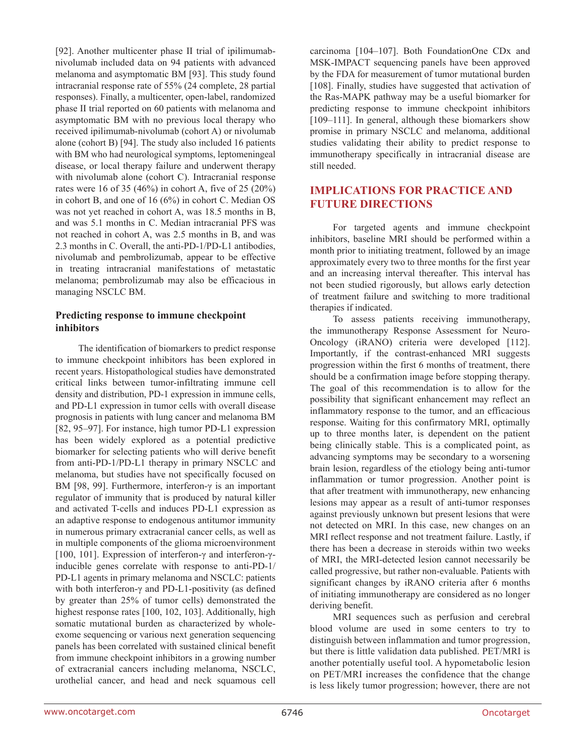[92]. Another multicenter phase II trial of ipilimumab-nivolumab included data on 94 patients with advanced melanoma and asymptomatic BM [93]. This study found intracranial response rate of 55% (24 complete, 28 partial responses). Finally, a multicenter, open-label, randomized phase II trial reported on 60 patients with melanoma and asymptomatic BM with no previous local therapy who received ipilimumab-nivolumab (cohort A) or nivolumab alone (cohort B) [94]. The study also included 16 patients with BM who had neurological symptoms, leptomeningeal disease, or local therapy failure and underwent therapy with nivolumab alone (cohort C). Intracranial response rates were 16 of 35 (46%) in cohort A, five of 25 (20%) in cohort B, and one of 16 (6%) in cohort C. Median OS was not yet reached in cohort A, was 18.5 months in B, and was 5.1 months in C. Median intracranial PFS was not reached in cohort A, was 2.5 months in B, and was 2.3 months in C. Overall, the anti-PD-1/PD-L1 antibodies, nivolumab and pembrolizumab, appear to be effective in treating intracranial manifestations of metastatic melanoma; pembrolizumab may also be efficacious in managing NSCLC BM.

### Predicting response to immune checkpoint inhibitors

The identification of biomarkers to predict response to immune checkpoint inhibitors has been explored in recent years. Histopathological studies have demonstrated critical links between tumor-infiltrating immune cell density and distribution, PD-1 expression in immune cells, and PD-L1 expression in tumor cells with overall disease prognosis in patients with lung cancer and melanoma BM [82, 95–97]. For instance, high tumor PD-L1 expression has been widely explored as a potential predictive biomarker for selecting patients who will derive benefit from anti-PD-1/PD-L1 therapy in primary NSCLC and melanoma, but studies have not specifically focused on BM [98, 99]. Furthermore, interferon-γ is an important regulator of immunity that is produced by natural killer and activated T-cells and induces PD-L1 expression as an adaptive response to endogenous antitumor immunity in numerous primary extracranial cancer cells, as well as in multiple components of the glioma microenvironment [100, 101]. Expression of interferon-γ and interferon-γ-inducible genes correlate with response to anti-PD-1/PD-L1 agents in primary melanoma and NSCLC: patients with both interferon-γ and PD-L1-positivity (as defined by greater than 25% of tumor cells) demonstrated the highest response rates [100, 102, 103]. Additionally, high somatic mutational burden as characterized by whole-exome sequencing or various next generation sequencing panels has been correlated with sustained clinical benefit from immune checkpoint inhibitors in a growing number of extracranial cancers including melanoma, NSCLC, urothelial cancer, and head and neck squamous cell carcinoma [104–107]. Both FoundationOne CDx and MSK-IMPACT sequencing panels have been approved by the FDA for measurement of tumor mutational burden [108]. Finally, studies have suggested that activation of the Ras-MAPK pathway may be a useful biomarker for predicting response to immune checkpoint inhibitors [109–111]. In general, although these biomarkers show promise in primary NSCLC and melanoma, additional studies validating their ability to predict response to immunotherapy specifically in intracranial disease are still needed.

## IMPLICATIONS FOR PRACTICE AND FUTURE DIRECTIONS

For targeted agents and immune checkpoint inhibitors, baseline MRI should be performed within a month prior to initiating treatment, followed by an image approximately every two to three months for the first year and an increasing interval thereafter. This interval has not been studied rigorously, but allows early detection of treatment failure and switching to more traditional therapies if indicated.

To assess patients receiving immunotherapy, the immunotherapy Response Assessment for Neuro-Oncology (iRANO) criteria were developed [112]. Importantly, if the contrast-enhanced MRI suggests progression within the first 6 months of treatment, there should be a confirmation image before stopping therapy. The goal of this recommendation is to allow for the possibility that significant enhancement may reflect an inflammatory response to the tumor, and an efficacious response. Waiting for this confirmatory MRI, optimally up to three months later, is dependent on the patient being clinically stable. This is a complicated point, as advancing symptoms may be secondary to a worsening brain lesion, regardless of the etiology being anti-tumor inflammation or tumor progression. Another point is that after treatment with immunotherapy, new enhancing lesions may appear as a result of anti-tumor responses against previously unknown but present lesions that were not detected on MRI. In this case, new changes on an MRI reflect response and not treatment failure. Lastly, if there has been a decrease in steroids within two weeks of MRI, the MRI-detected lesion cannot necessarily be called progressive, but rather non-evaluable. Patients with significant changes by iRANO criteria after 6 months of initiating immunotherapy are considered as no longer deriving benefit.

MRI sequences such as perfusion and cerebral blood volume are used in some centers to try to distinguish between inflammation and tumor progression, but there is little validation data published. PET/MRI is another potentially useful tool. A hypometabolic lesion on PET/MRI increases the confidence that the change is less likely tumor progression; however, there are not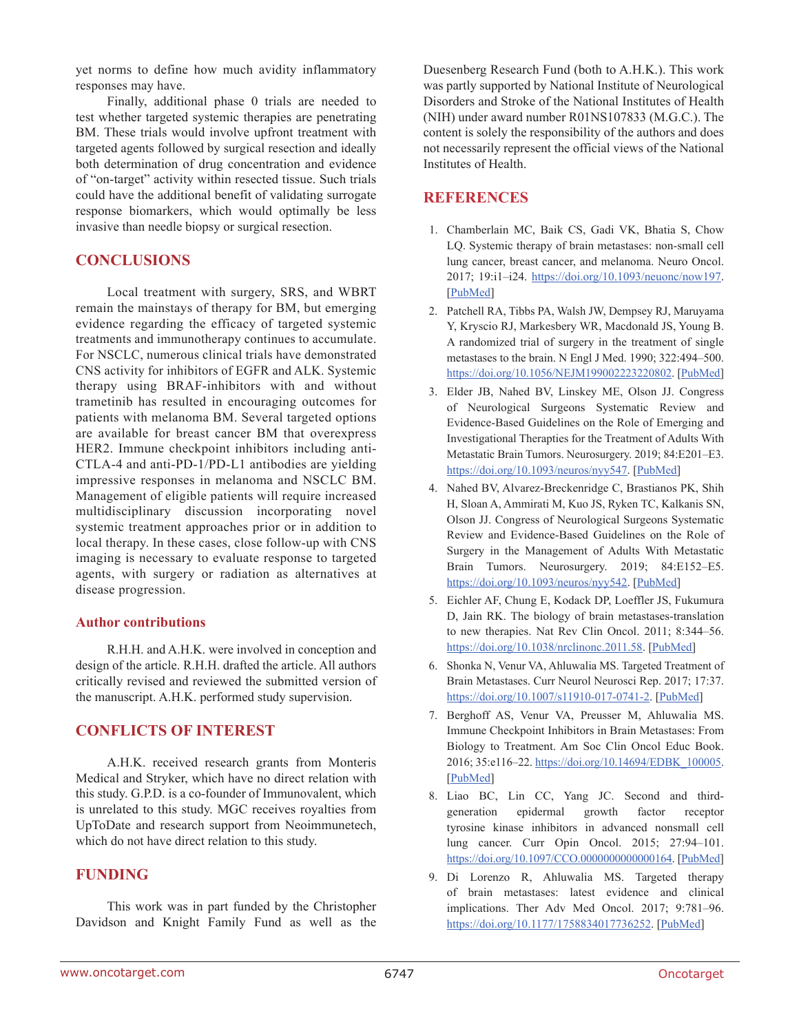yet norms to define how much avidity inflammatory responses may have.

Finally, additional phase 0 trials are needed to test whether targeted systemic therapies are penetrating BM. These trials would involve upfront treatment with targeted agents followed by surgical resection and ideally both determination of drug concentration and evidence of "on-target" activity within resected tissue. Such trials could have the additional benefit of validating surrogate response biomarkers, which would optimally be less invasive than needle biopsy or surgical resection.

## CONCLUSIONS

Local treatment with surgery, SRS, and WBRT remain the mainstays of therapy for BM, but emerging evidence regarding the efficacy of targeted systemic treatments and immunotherapy continues to accumulate. For NSCLC, numerous clinical trials have demonstrated CNS activity for inhibitors of EGFR and ALK. Systemic therapy using BRAF-inhibitors with and without trametinib has resulted in encouraging outcomes for patients with melanoma BM. Several targeted options are available for breast cancer BM that overexpress HER2. Immune checkpoint inhibitors including anti-CTLA-4 and anti-PD-1/PD-L1 antibodies are yielding impressive responses in melanoma and NSCLC BM. Management of eligible patients will require increased multidisciplinary discussion incorporating novel systemic treatment approaches prior or in addition to local therapy. In these cases, close follow-up with CNS imaging is necessary to evaluate response to targeted agents, with surgery or radiation as alternatives at disease progression.

### Author contributions

R.H.H. and A.H.K. were involved in conception and design of the article. R.H.H. drafted the article. All authors critically revised and reviewed the submitted version of the manuscript. A.H.K. performed study supervision.

## CONFLICTS OF INTEREST

A.H.K. received research grants from Monteris Medical and Stryker, which have no direct relation with this study. G.P.D. is a co-founder of Immunovalent, which is unrelated to this study. MGC receives royalties from UpToDate and research support from Neoimmunetech, which do not have direct relation to this study.

## FUNDING

This work was in part funded by the Christopher Davidson and Knight Family Fund as well as the Duesenberg Research Fund (both to A.H.K.). This work was partly supported by National Institute of Neurological Disorders and Stroke of the National Institutes of Health (NIH) under award number R01NS107833 (M.G.C.). The content is solely the responsibility of the authors and does not necessarily represent the official views of the National Institutes of Health.

## REFERENCES

1. Chamberlain MC, Baik CS, Gadi VK, Bhatia S, Chow LQ. Systemic therapy of brain metastases: non-small cell lung cancer, breast cancer, and melanoma. Neuro Oncol. 2017; 19:i1–i24. https://doi.org/10.1093/neuonc/now197. [PubMed]
2. Patchell RA, Tibbs PA, Walsh JW, Dempsey RJ, Maruyama Y, Kryscio RJ, Markesbery WR, Macdonald JS, Young B. A randomized trial of surgery in the treatment of single metastases to the brain. N Engl J Med. 1990; 322:494–500. https://doi.org/10.1056/NEJM199002223220802. [PubMed]
3. Elder JB, Nahed BV, Linskey ME, Olson JJ. Congress of Neurological Surgeons Systematic Review and Evidence-Based Guidelines on the Role of Emerging and Investigational Therapies for the Treatment of Adults With Metastatic Brain Tumors. Neurosurgery. 2019; 84:E201–E3. https://doi.org/10.1093/neuros/nyy547. [PubMed]
4. Nahed BV, Alvarez-Breckenridge C, Brastianos PK, Shih H, Sloan A, Ammirati M, Kuo JS, Ryken TC, Kalkanis SN, Olson JJ. Congress of Neurological Surgeons Systematic Review and Evidence-Based Guidelines on the Role of Surgery in the Management of Adults With Metastatic Brain Tumors. Neurosurgery. 2019; 84:E152–E5. https://doi.org/10.1093/neuros/nyy542. [PubMed]
5. Eichler AF, Chung E, Kodack DP, Loeffler JS, Fukumura D, Jain RK. The biology of brain metastases-translation to new therapies. Nat Rev Clin Oncol. 2011; 8:344–56. https://doi.org/10.1038/nrclinonc.2011.58. [PubMed]
6. Shonka N, Venur VA, Ahluwalia MS. Targeted Treatment of Brain Metastases. Curr Neurol Neurosci Rep. 2017; 17:37. https://doi.org/10.1007/s11910-017-0741-2. [PubMed]
7. Berghoff AS, Venur VA, Preusser M, Ahluwalia MS. Immune Checkpoint Inhibitors in Brain Metastases: From Biology to Treatment. Am Soc Clin Oncol Educ Book. 2016; 35:e116–22. https://doi.org/10.14694/EDBK_100005. [PubMed]
8. Liao BC, Lin CC, Yang JC. Second and third-generation epidermal growth factor receptor tyrosine kinase inhibitors in advanced nonsmall cell lung cancer. Curr Opin Oncol. 2015; 27:94–101. https://doi.org/10.1097/CCO.0000000000000164. [PubMed]
9. Di Lorenzo R, Ahluwalia MS. Targeted therapy of brain metastases: latest evidence and clinical implications. Ther Adv Med Oncol. 2017; 9:781–96. https://doi.org/10.1177/1758834017736252. [PubMed]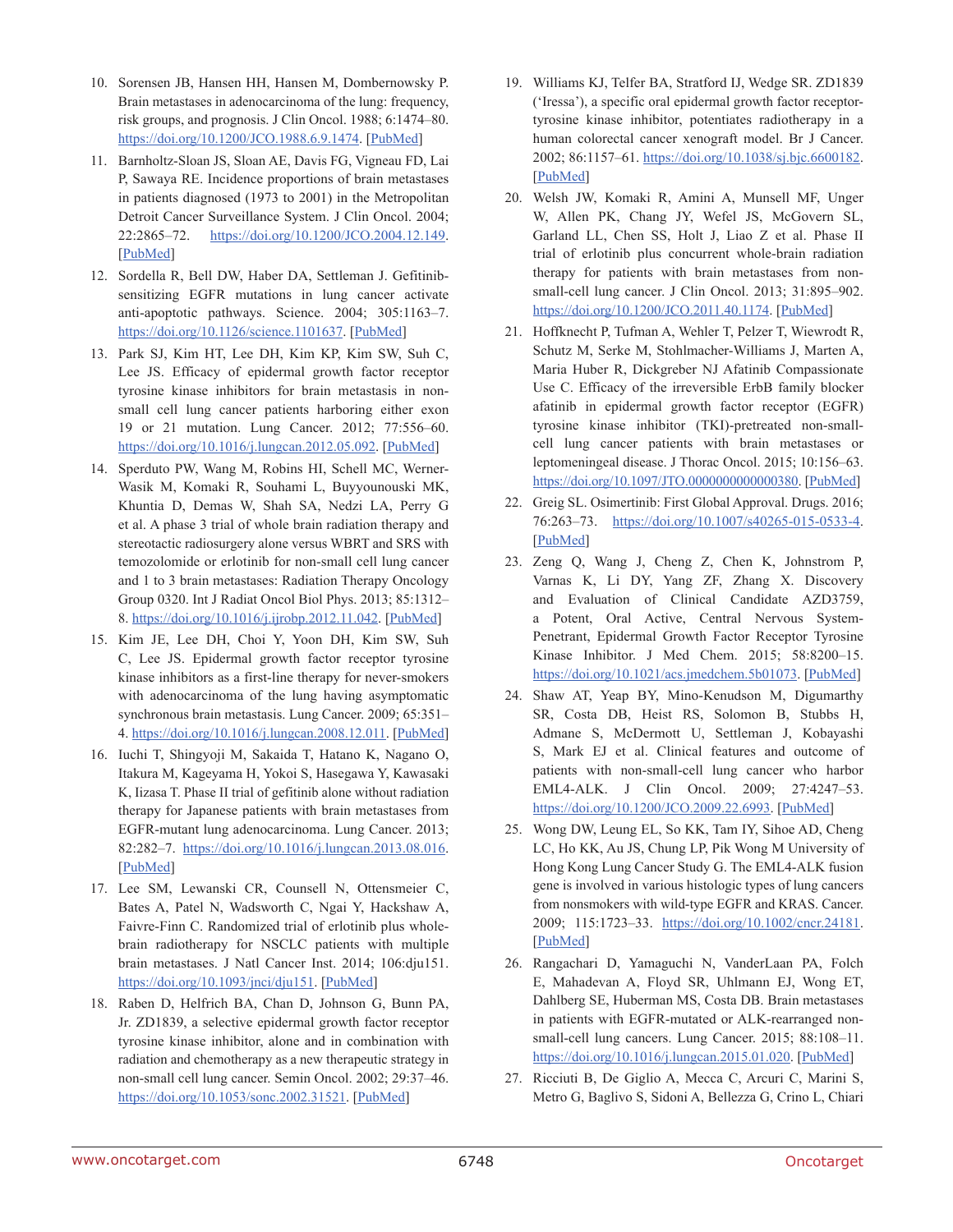10. Sorensen JB, Hansen HH, Hansen M, Dombernowsky P. Brain metastases in adenocarcinoma of the lung: frequency, risk groups, and prognosis. J Clin Oncol. 1988; 6:1474–80. https://doi.org/10.1200/JCO.1988.6.9.1474. [PubMed]

11. Barnholtz-Sloan JS, Sloan AE, Davis FG, Vigneau FD, Lai P, Sawaya RE. Incidence proportions of brain metastases in patients diagnosed (1973 to 2001) in the Metropolitan Detroit Cancer Surveillance System. J Clin Oncol. 2004; 22:2865–72. https://doi.org/10.1200/JCO.2004.12.149. [PubMed]

12. Sordella R, Bell DW, Haber DA, Settleman J. Gefitinib-sensitizing EGFR mutations in lung cancer activate anti-apoptotic pathways. Science. 2004; 305:1163–7. https://doi.org/10.1126/science.1101637. [PubMed]

13. Park SJ, Kim HT, Lee DH, Kim KP, Kim SW, Suh C, Lee JS. Efficacy of epidermal growth factor receptor tyrosine kinase inhibitors for brain metastasis in non-small cell lung cancer patients harboring either exon 19 or 21 mutation. Lung Cancer. 2012; 77:556–60. https://doi.org/10.1016/j.lungcan.2012.05.092. [PubMed]

14. Sperduto PW, Wang M, Robins HI, Schell MC, Werner-Wasik M, Komaki R, Souhami L, Buyyounouski MK, Khuntia D, Demas W, Shah SA, Nedzi LA, Perry G et al. A phase 3 trial of whole brain radiation therapy and stereotactic radiosurgery alone versus WBRT and SRS with temozolomide or erlotinib for non-small cell lung cancer and 1 to 3 brain metastases: Radiation Therapy Oncology Group 0320. Int J Radiat Oncol Biol Phys. 2013; 85:1312–8. https://doi.org/10.1016/j.ijrobp.2012.11.042. [PubMed]

15. Kim JE, Lee DH, Choi Y, Yoon DH, Kim SW, Suh C, Lee JS. Epidermal growth factor receptor tyrosine kinase inhibitors as a first-line therapy for never-smokers with adenocarcinoma of the lung having asymptomatic synchronous brain metastasis. Lung Cancer. 2009; 65:351–4. https://doi.org/10.1016/j.lungcan.2008.12.011. [PubMed]

16. Iuchi T, Shingyoji M, Sakaida T, Hatano K, Nagano O, Itakura M, Kageyama H, Yokoi S, Hasegawa Y, Kawasaki K, Iizasa T. Phase II trial of gefitinib alone without radiation therapy for Japanese patients with brain metastases from EGFR-mutant lung adenocarcinoma. Lung Cancer. 2013; 82:282–7. https://doi.org/10.1016/j.lungcan.2013.08.016. [PubMed]

17. Lee SM, Lewanski CR, Counsell N, Ottensmeier C, Bates A, Patel N, Wadsworth C, Ngai Y, Hackshaw A, Faivre-Finn C. Randomized trial of erlotinib plus whole-brain radiotherapy for NSCLC patients with multiple brain metastases. J Natl Cancer Inst. 2014; 106:dju151. https://doi.org/10.1093/jnci/dju151. [PubMed]

18. Raben D, Helfrich BA, Chan D, Johnson G, Bunn PA, Jr. ZD1839, a selective epidermal growth factor receptor tyrosine kinase inhibitor, alone and in combination with radiation and chemotherapy as a new therapeutic strategy in non-small cell lung cancer. Semin Oncol. 2002; 29:37–46. https://doi.org/10.1053/sonc.2002.31521. [PubMed]

19. Williams KJ, Telfer BA, Stratford IJ, Wedge SR. ZD1839 ('Iressa'), a specific oral epidermal growth factor receptor-tyrosine kinase inhibitor, potentiates radiotherapy in a human colorectal cancer xenograft model. Br J Cancer. 2002; 86:1157–61. https://doi.org/10.1038/sj.bjc.6600182. [PubMed]

20. Welsh JW, Komaki R, Amini A, Munsell MF, Unger W, Allen PK, Chang JY, Wefel JS, McGovern SL, Garland LL, Chen SS, Holt J, Liao Z et al. Phase II trial of erlotinib plus concurrent whole-brain radiation therapy for patients with brain metastases from non-small-cell lung cancer. J Clin Oncol. 2013; 31:895–902. https://doi.org/10.1200/JCO.2011.40.1174. [PubMed]

21. Hoffknecht P, Tufman A, Wehler T, Pelzer T, Wiewrodt R, Schutz M, Serke M, Stohlmacher-Williams J, Marten A, Maria Huber R, Dickgreber NJ Afatinib Compassionate Use C. Efficacy of the irreversible ErbB family blocker afatinib in epidermal growth factor receptor (EGFR) tyrosine kinase inhibitor (TKI)-pretreated non-small-cell lung cancer patients with brain metastases or leptomeningeal disease. J Thorac Oncol. 2015; 10:156–63. https://doi.org/10.1097/JTO.0000000000000380. [PubMed]

22. Greig SL. Osimertinib: First Global Approval. Drugs. 2016; 76:263–73. https://doi.org/10.1007/s40265-015-0533-4. [PubMed]

23. Zeng Q, Wang J, Cheng Z, Chen K, Johnstrom P, Varnas K, Li DY, Yang ZF, Zhang X. Discovery and Evaluation of Clinical Candidate AZD3759, a Potent, Oral Active, Central Nervous System-Penetrant, Epidermal Growth Factor Receptor Tyrosine Kinase Inhibitor. J Med Chem. 2015; 58:8200–15. https://doi.org/10.1021/acs.jmedchem.5b01073. [PubMed]

24. Shaw AT, Yeap BY, Mino-Kenudson M, Digumarthy SR, Costa DB, Heist RS, Solomon B, Stubbs H, Admane S, McDermott U, Settleman J, Kobayashi S, Mark EJ et al. Clinical features and outcome of patients with non-small-cell lung cancer who harbor EML4-ALK. J Clin Oncol. 2009; 27:4247–53. https://doi.org/10.1200/JCO.2009.22.6993. [PubMed]

25. Wong DW, Leung EL, So KK, Tam IY, Sihoe AD, Cheng LC, Ho KK, Au JS, Chung LP, Pik Wong M University of Hong Kong Lung Cancer Study G. The EML4-ALK fusion gene is involved in various histologic types of lung cancers from nonsmokers with wild-type EGFR and KRAS. Cancer. 2009; 115:1723–33. https://doi.org/10.1002/cncr.24181. [PubMed]

26. Rangachari D, Yamaguchi N, VanderLaan PA, Folch E, Mahadevan A, Floyd SR, Uhlmann EJ, Wong ET, Dahlberg SE, Huberman MS, Costa DB. Brain metastases in patients with EGFR-mutated or ALK-rearranged non-small-cell lung cancers. Lung Cancer. 2015; 88:108–11. https://doi.org/10.1016/j.lungcan.2015.01.020. [PubMed]

27. Ricciuti B, De Giglio A, Mecca C, Arcuri C, Marini S, Metro G, Baglivo S, Sidoni A, Bellezza G, Crino L, Chiari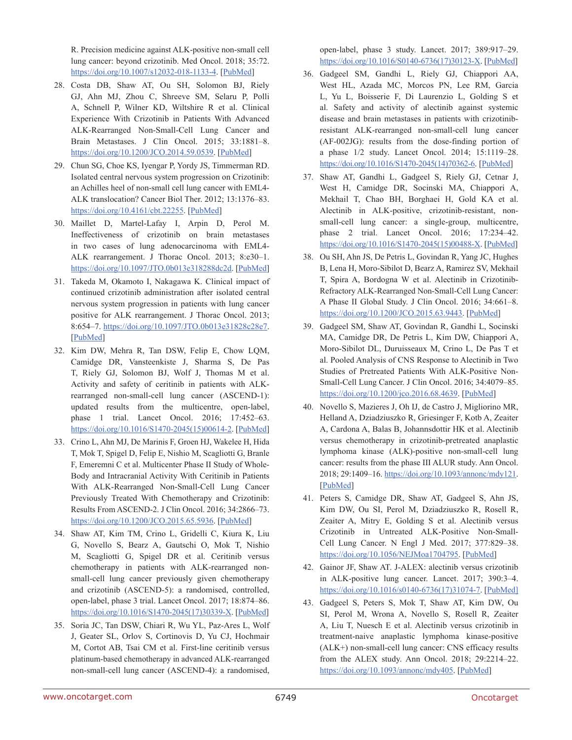R. Precision medicine against ALK-positive non-small cell lung cancer: beyond crizotinib. Med Oncol. 2018; 35:72. https://doi.org/10.1007/s12032-018-1133-4. [PubMed]

28. Costa DB, Shaw AT, Ou SH, Solomon BJ, Riely GJ, Ahn MJ, Zhou C, Shreeve SM, Selaru P, Polli A, Schnell P, Wilner KD, Wiltshire R et al. Clinical Experience With Crizotinib in Patients With Advanced ALK-Rearranged Non-Small-Cell Lung Cancer and Brain Metastases. J Clin Oncol. 2015; 33:1881–8. https://doi.org/10.1200/JCO.2014.59.0539. [PubMed]

29. Chun SG, Choe KS, Iyengar P, Yordy JS, Timmerman RD. Isolated central nervous system progression on Crizotinib: an Achilles heel of non-small cell lung cancer with EML4-ALK translocation? Cancer Biol Ther. 2012; 13:1376–83. https://doi.org/10.4161/cbt.22255. [PubMed]

30. Maillet D, Martel-Lafay I, Arpin D, Perol M. Ineffectiveness of crizotinib on brain metastases in two cases of lung adenocarcinoma with EML4-ALK rearrangement. J Thorac Oncol. 2013; 8:e30–1. https://doi.org/10.1097/JTO.0b013e318288dc2d. [PubMed]

31. Takeda M, Okamoto I, Nakagawa K. Clinical impact of continued crizotinib administration after isolated central nervous system progression in patients with lung cancer positive for ALK rearrangement. J Thorac Oncol. 2013; 8:654–7. https://doi.org/10.1097/JTO.0b013e31828c28e7. [PubMed]

32. Kim DW, Mehra R, Tan DSW, Felip E, Chow LQM, Camidge DR, Vansteenkiste J, Sharma S, De Pas T, Riely GJ, Solomon BJ, Wolf J, Thomas M et al. Activity and safety of ceritinib in patients with ALK-rearranged non-small-cell lung cancer (ASCEND-1): updated results from the multicentre, open-label, phase 1 trial. Lancet Oncol. 2016; 17:452–63. https://doi.org/10.1016/S1470-2045(15)00614-2. [PubMed]

33. Crino L, Ahn MJ, De Marinis F, Groen HJ, Wakelee H, Hida T, Mok T, Spigel D, Felip E, Nishio M, Scagliotti G, Branle F, Emeremni C et al. Multicenter Phase II Study of Whole-Body and Intracranial Activity With Ceritinib in Patients With ALK-Rearranged Non-Small-Cell Lung Cancer Previously Treated With Chemotherapy and Crizotinib: Results From ASCEND-2. J Clin Oncol. 2016; 34:2866–73. https://doi.org/10.1200/JCO.2015.65.5936. [PubMed]

34. Shaw AT, Kim TM, Crino L, Gridelli C, Kiura K, Liu G, Novello S, Bearz A, Gautschi O, Mok T, Nishio M, Scagliotti G, Spigel DR et al. Ceritinib versus chemotherapy in patients with ALK-rearranged non-small-cell lung cancer previously given chemotherapy and crizotinib (ASCEND-5): a randomised, controlled, open-label, phase 3 trial. Lancet Oncol. 2017; 18:874–86. https://doi.org/10.1016/S1470-2045(17)30339-X. [PubMed]

35. Soria JC, Tan DSW, Chiari R, Wu YL, Paz-Ares L, Wolf J, Geater SL, Orlov S, Cortinovis D, Yu CJ, Hochmair M, Cortot AB, Tsai CM et al. First-line ceritinib versus platinum-based chemotherapy in advanced ALK-rearranged non-small-cell lung cancer (ASCEND-4): a randomised, open-label, phase 3 study. Lancet. 2017; 389:917–29. https://doi.org/10.1016/S0140-6736(17)30123-X. [PubMed]

36. Gadgeel SM, Gandhi L, Riely GJ, Chiappori AA, West HL, Azada MC, Morcos PN, Lee RM, Garcia L, Yu L, Boisserie F, Di Laurenzio L, Golding S et al. Safety and activity of alectinib against systemic disease and brain metastases in patients with crizotinib-resistant ALK-rearranged non-small-cell lung cancer (AF-002JG): results from the dose-finding portion of a phase 1/2 study. Lancet Oncol. 2014; 15:1119–28. https://doi.org/10.1016/S1470-2045(14)70362-6. [PubMed]

37. Shaw AT, Gandhi L, Gadgeel S, Riely GJ, Cetnar J, West H, Camidge DR, Socinski MA, Chiappori A, Mekhail T, Chao BH, Borghaei H, Gold KA et al. Alectinib in ALK-positive, crizotinib-resistant, non-small-cell lung cancer: a single-group, multicentre, phase 2 trial. Lancet Oncol. 2016; 17:234–42. https://doi.org/10.1016/S1470-2045(15)00488-X. [PubMed]

38. Ou SH, Ahn JS, De Petris L, Govindan R, Yang JC, Hughes B, Lena H, Moro-Sibilot D, Bearz A, Ramirez SV, Mekhail T, Spira A, Bordogna W et al. Alectinib in Crizotinib-Refractory ALK-Rearranged Non-Small-Cell Lung Cancer: A Phase II Global Study. J Clin Oncol. 2016; 34:661–8. https://doi.org/10.1200/JCO.2015.63.9443. [PubMed]

39. Gadgeel SM, Shaw AT, Govindan R, Gandhi L, Socinski MA, Camidge DR, De Petris L, Kim DW, Chiappori A, Moro-Sibilot DL, Duruisseaux M, Crino L, De Pas T et al. Pooled Analysis of CNS Response to Alectinib in Two Studies of Pretreated Patients With ALK-Positive Non-Small-Cell Lung Cancer. J Clin Oncol. 2016; 34:4079–85. https://doi.org/10.1200/jco.2016.68.4639. [PubMed]

40. Novello S, Mazieres J, Oh IJ, de Castro J, Migliorino MR, Helland A, Dziadziuszko R, Griesinger F, Kotb A, Zeaiter A, Cardona A, Balas B, Johannsdottir HK et al. Alectinib versus chemotherapy in crizotinib-pretreated anaplastic lymphoma kinase (ALK)-positive non-small-cell lung cancer: results from the phase III ALUR study. Ann Oncol. 2018; 29:1409–16. https://doi.org/10.1093/annonc/mdy121. [PubMed]

41. Peters S, Camidge DR, Shaw AT, Gadgeel S, Ahn JS, Kim DW, Ou SI, Perol M, Dziadziuszko R, Rosell R, Zeaiter A, Mitry E, Golding S et al. Alectinib versus Crizotinib in Untreated ALK-Positive Non-Small-Cell Lung Cancer. N Engl J Med. 2017; 377:829–38. https://doi.org/10.1056/NEJMoa1704795. [PubMed]

42. Gainor JF, Shaw AT. J-ALEX: alectinib versus crizotinib in ALK-positive lung cancer. Lancet. 2017; 390:3–4. https://doi.org/10.1016/s0140-6736(17)31074-7. [PubMed]

43. Gadgeel S, Peters S, Mok T, Shaw AT, Kim DW, Ou SI, Perol M, Wrona A, Novello S, Rosell R, Zeaiter A, Liu T, Nuesch E et al. Alectinib versus crizotinib in treatment-naive anaplastic lymphoma kinase-positive (ALK+) non-small-cell lung cancer: CNS efficacy results from the ALEX study. Ann Oncol. 2018; 29:2214–22. https://doi.org/10.1093/annonc/mdy405. [PubMed]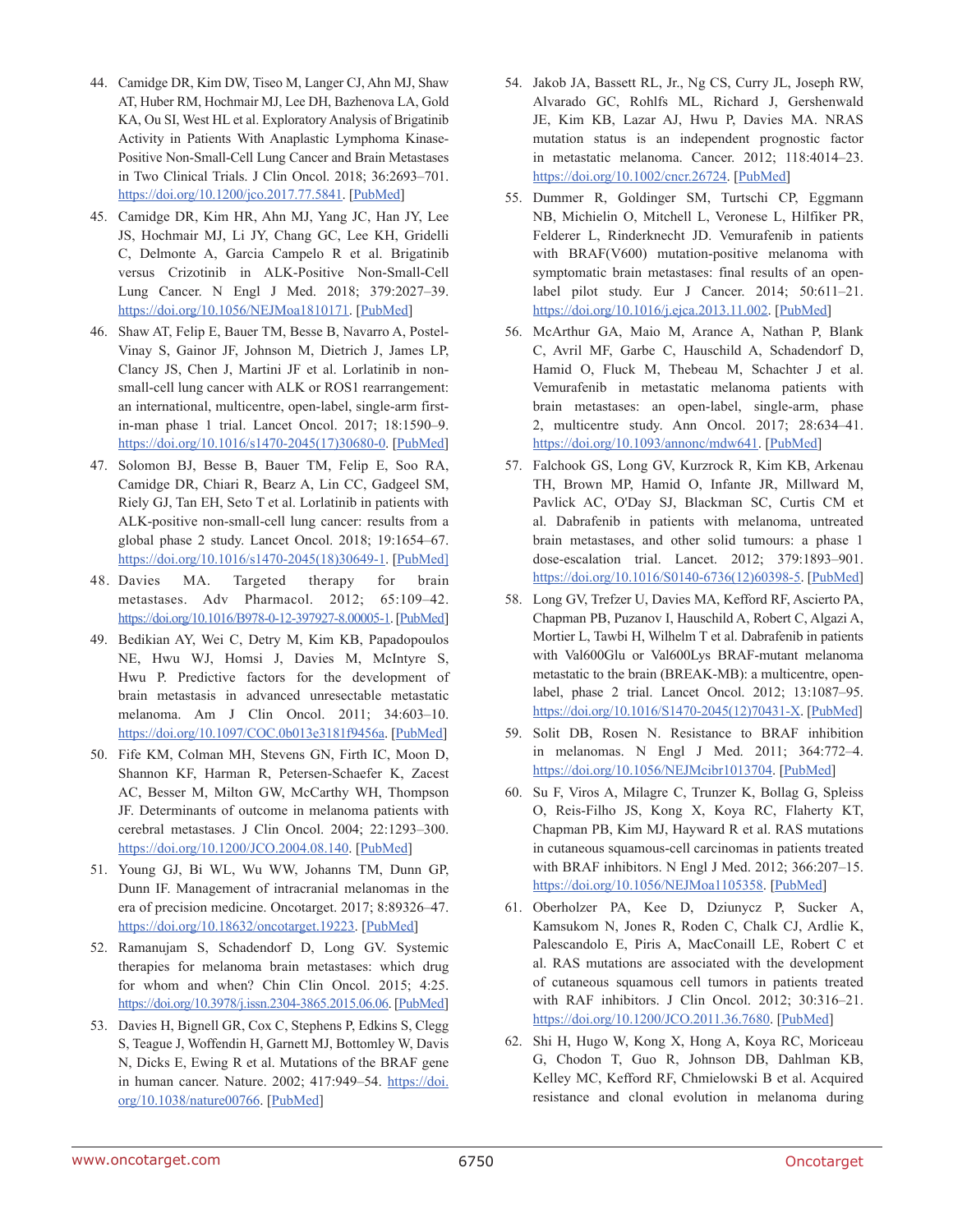44. Camidge DR, Kim DW, Tiseo M, Langer CJ, Ahn MJ, Shaw AT, Huber RM, Hochmair MJ, Lee DH, Bazhenova LA, Gold KA, Ou SI, West HL et al. Exploratory Analysis of Brigatinib Activity in Patients With Anaplastic Lymphoma Kinase-Positive Non-Small-Cell Lung Cancer and Brain Metastases in Two Clinical Trials. J Clin Oncol. 2018; 36:2693–701. https://doi.org/10.1200/jco.2017.77.5841. [PubMed]

45. Camidge DR, Kim HR, Ahn MJ, Yang JC, Han JY, Lee JS, Hochmair MJ, Li JY, Chang GC, Lee KH, Gridelli C, Delmonte A, Garcia Campelo R et al. Brigatinib versus Crizotinib in ALK-Positive Non-Small-Cell Lung Cancer. N Engl J Med. 2018; 379:2027–39. https://doi.org/10.1056/NEJMoa1810171. [PubMed]

46. Shaw AT, Felip E, Bauer TM, Besse B, Navarro A, Postel-Vinay S, Gainor JF, Johnson M, Dietrich J, James LP, Clancy JS, Chen J, Martini JF et al. Lorlatinib in non-small-cell lung cancer with ALK or ROS1 rearrangement: an international, multicentre, open-label, single-arm first-in-man phase 1 trial. Lancet Oncol. 2017; 18:1590–9. https://doi.org/10.1016/s1470-2045(17)30680-0. [PubMed]

47. Solomon BJ, Besse B, Bauer TM, Felip E, Soo RA, Camidge DR, Chiari R, Bearz A, Lin CC, Gadgeel SM, Riely GJ, Tan EH, Seto T et al. Lorlatinib in patients with ALK-positive non-small-cell lung cancer: results from a global phase 2 study. Lancet Oncol. 2018; 19:1654–67. https://doi.org/10.1016/s1470-2045(18)30649-1. [PubMed]

48. Davies MA. Targeted therapy for brain metastases. Adv Pharmacol. 2012; 65:109–42. https://doi.org/10.1016/B978-0-12-397927-8.00005-1. [PubMed]

49. Bedikian AY, Wei C, Detry M, Kim KB, Papadopoulos NE, Hwu WJ, Homsi J, Davies M, McIntyre S, Hwu P. Predictive factors for the development of brain metastasis in advanced unresectable metastatic melanoma. Am J Clin Oncol. 2011; 34:603–10. https://doi.org/10.1097/COC.0b013e3181f9456a. [PubMed]

50. Fife KM, Colman MH, Stevens GN, Firth IC, Moon D, Shannon KF, Harman R, Petersen-Schaefer K, Zacest AC, Besser M, Milton GW, McCarthy WH, Thompson JF. Determinants of outcome in melanoma patients with cerebral metastases. J Clin Oncol. 2004; 22:1293–300. https://doi.org/10.1200/JCO.2004.08.140. [PubMed]

51. Young GJ, Bi WL, Wu WW, Johanns TM, Dunn GP, Dunn IF. Management of intracranial melanomas in the era of precision medicine. Oncotarget. 2017; 8:89326–47. https://doi.org/10.18632/oncotarget.19223. [PubMed]

52. Ramanujam S, Schadendorf D, Long GV. Systemic therapies for melanoma brain metastases: which drug for whom and when? Chin Clin Oncol. 2015; 4:25. https://doi.org/10.3978/j.issn.2304-3865.2015.06.06. [PubMed]

53. Davies H, Bignell GR, Cox C, Stephens P, Edkins S, Clegg S, Teague J, Woffendin H, Garnett MJ, Bottomley W, Davis N, Dicks E, Ewing R et al. Mutations of the BRAF gene in human cancer. Nature. 2002; 417:949–54. https://doi.org/10.1038/nature00766. [PubMed]

54. Jakob JA, Bassett RL, Jr., Ng CS, Curry JL, Joseph RW, Alvarado GC, Rohlfs ML, Richard J, Gershenwald JE, Kim KB, Lazar AJ, Hwu P, Davies MA. NRAS mutation status is an independent prognostic factor in metastatic melanoma. Cancer. 2012; 118:4014–23. https://doi.org/10.1002/cncr.26724. [PubMed]

55. Dummer R, Goldinger SM, Turtschi CP, Eggmann NB, Michielin O, Mitchell L, Veronese L, Hilfiker PR, Felderer L, Rinderknecht JD. Vemurafenib in patients with BRAF(V600) mutation-positive melanoma with symptomatic brain metastases: final results of an open-label pilot study. Eur J Cancer. 2014; 50:611–21. https://doi.org/10.1016/j.ejca.2013.11.002. [PubMed]

56. McArthur GA, Maio M, Arance A, Nathan P, Blank C, Avril MF, Garbe C, Hauschild A, Schadendorf D, Hamid O, Fluck M, Thebeau M, Schachter J et al. Vemurafenib in metastatic melanoma patients with brain metastases: an open-label, single-arm, phase 2, multicentre study. Ann Oncol. 2017; 28:634–41. https://doi.org/10.1093/annonc/mdw641. [PubMed]

57. Falchook GS, Long GV, Kurzrock R, Kim KB, Arkenau TH, Brown MP, Hamid O, Infante JR, Millward M, Pavlick AC, O'Day SJ, Blackman SC, Curtis CM et al. Dabrafenib in patients with melanoma, untreated brain metastases, and other solid tumours: a phase 1 dose-escalation trial. Lancet. 2012; 379:1893–901. https://doi.org/10.1016/S0140-6736(12)60398-5. [PubMed]

58. Long GV, Trefzer U, Davies MA, Kefford RF, Ascierto PA, Chapman PB, Puzanov I, Hauschild A, Robert C, Algazi A, Mortier L, Tawbi H, Wilhelm T et al. Dabrafenib in patients with Val600Glu or Val600Lys BRAF-mutant melanoma metastatic to the brain (BREAK-MB): a multicentre, open-label, phase 2 trial. Lancet Oncol. 2012; 13:1087–95. https://doi.org/10.1016/S1470-2045(12)70431-X. [PubMed]

59. Solit DB, Rosen N. Resistance to BRAF inhibition in melanomas. N Engl J Med. 2011; 364:772–4. https://doi.org/10.1056/NEJMcibr1013704. [PubMed]

60. Su F, Viros A, Milagre C, Trunzer K, Bollag G, Spleiss O, Reis-Filho JS, Kong X, Koya RC, Flaherty KT, Chapman PB, Kim MJ, Hayward R et al. RAS mutations in cutaneous squamous-cell carcinomas in patients treated with BRAF inhibitors. N Engl J Med. 2012; 366:207–15. https://doi.org/10.1056/NEJMoa1105358. [PubMed]

61. Oberholzer PA, Kee D, Dziunycz P, Sucker A, Kamsukom N, Jones R, Roden C, Chalk CJ, Ardlie K, Palescandolo E, Piris A, MacConaill LE, Robert C et al. RAS mutations are associated with the development of cutaneous squamous cell tumors in patients treated with RAF inhibitors. J Clin Oncol. 2012; 30:316–21. https://doi.org/10.1200/JCO.2011.36.7680. [PubMed]

62. Shi H, Hugo W, Kong X, Hong A, Koya RC, Moriceau G, Chodon T, Guo R, Johnson DB, Dahlman KB, Kelley MC, Kefford RF, Chmielowski B et al. Acquired resistance and clonal evolution in melanoma during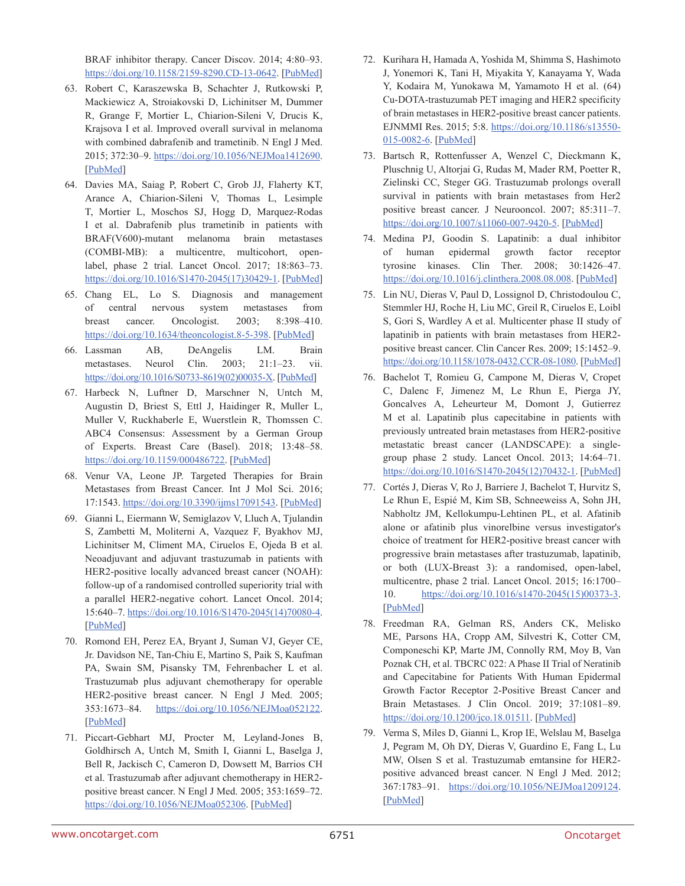BRAF inhibitor therapy. Cancer Discov. 2014; 4:80–93. https://doi.org/10.1158/2159-8290.CD-13-0642. [PubMed]

63. Robert C, Karaszewska B, Schachter J, Rutkowski P, Mackiewicz A, Stroiakovski D, Lichinitser M, Dummer R, Grange F, Mortier L, Chiarion-Sileni V, Drucis K, Krajsova I et al. Improved overall survival in melanoma with combined dabrafenib and trametinib. N Engl J Med. 2015; 372:30–9. https://doi.org/10.1056/NEJMoa1412690. [PubMed]

64. Davies MA, Saiag P, Robert C, Grob JJ, Flaherty KT, Arance A, Chiarion-Sileni V, Thomas L, Lesimple T, Mortier L, Moschos SJ, Hogg D, Marquez-Rodas I et al. Dabrafenib plus trametinib in patients with BRAF(V600)-mutant melanoma brain metastases (COMBI-MB): a multicentre, multicohort, open-label, phase 2 trial. Lancet Oncol. 2017; 18:863–73. https://doi.org/10.1016/S1470-2045(17)30429-1. [PubMed]

65. Chang EL, Lo S. Diagnosis and management of central nervous system metastases from breast cancer. Oncologist. 2003; 8:398–410. https://doi.org/10.1634/theoncologist.8-5-398. [PubMed]

66. Lassman AB, DeAngelis LM. Brain metastases. Neurol Clin. 2003; 21:1–23. vii. https://doi.org/10.1016/S0733-8619(02)00035-X. [PubMed]

67. Harbeck N, Luftner D, Marschner N, Untch M, Augustin D, Briest S, Ettl J, Haidinger R, Muller L, Muller V, Ruckhaberle E, Wuerstlein R, Thomssen C. ABC4 Consensus: Assessment by a German Group of Experts. Breast Care (Basel). 2018; 13:48–58. https://doi.org/10.1159/000486722. [PubMed]

68. Venur VA, Leone JP. Targeted Therapies for Brain Metastases from Breast Cancer. Int J Mol Sci. 2016; 17:1543. https://doi.org/10.3390/ijms17091543. [PubMed]

69. Gianni L, Eiermann W, Semiglazov V, Lluch A, Tjulandin S, Zambetti M, Moliterni A, Vazquez F, Byakhov MJ, Lichinitser M, Climent MA, Ciruelos E, Ojeda B et al. Neoadjuvant and adjuvant trastuzumab in patients with HER2-positive locally advanced breast cancer (NOAH): follow-up of a randomised controlled superiority trial with a parallel HER2-negative cohort. Lancet Oncol. 2014; 15:640–7. https://doi.org/10.1016/S1470-2045(14)70080-4. [PubMed]

70. Romond EH, Perez EA, Bryant J, Suman VJ, Geyer CE, Jr. Davidson NE, Tan-Chiu E, Martino S, Paik S, Kaufman PA, Swain SM, Pisansky TM, Fehrenbacher L et al. Trastuzumab plus adjuvant chemotherapy for operable HER2-positive breast cancer. N Engl J Med. 2005; 353:1673–84. https://doi.org/10.1056/NEJMoa052122. [PubMed]

71. Piccart-Gebhart MJ, Procter M, Leyland-Jones B, Goldhirsch A, Untch M, Smith I, Gianni L, Baselga J, Bell R, Jackisch C, Cameron D, Dowsett M, Barrios CH et al. Trastuzumab after adjuvant chemotherapy in HER2-positive breast cancer. N Engl J Med. 2005; 353:1659–72. https://doi.org/10.1056/NEJMoa052306. [PubMed]

72. Kurihara H, Hamada A, Yoshida M, Shimma S, Hashimoto J, Yonemori K, Tani H, Miyakita Y, Kanayama Y, Wada Y, Kodaira M, Yunokawa M, Yamamoto H et al. (64) Cu-DOTA-trastuzumab PET imaging and HER2 specificity of brain metastases in HER2-positive breast cancer patients. EJNMMI Res. 2015; 5:8. https://doi.org/10.1186/s13550-015-0082-6. [PubMed]

73. Bartsch R, Rottenfusser A, Wenzel C, Dieckmann K, Pluschnig U, Altorjai G, Rudas M, Mader RM, Poetter R, Zielinski CC, Steger GG. Trastuzumab prolongs overall survival in patients with brain metastases from Her2 positive breast cancer. J Neurooncol. 2007; 85:311–7. https://doi.org/10.1007/s11060-007-9420-5. [PubMed]

74. Medina PJ, Goodin S. Lapatinib: a dual inhibitor of human epidermal growth factor receptor tyrosine kinases. Clin Ther. 2008; 30:1426–47. https://doi.org/10.1016/j.clinthera.2008.08.008. [PubMed]

75. Lin NU, Dieras V, Paul D, Lossignol D, Christodoulou C, Stemmler HJ, Roche H, Liu MC, Greil R, Ciruelos E, Loibl S, Gori S, Wardley A et al. Multicenter phase II study of lapatinib in patients with brain metastases from HER2-positive breast cancer. Clin Cancer Res. 2009; 15:1452–9. https://doi.org/10.1158/1078-0432.CCR-08-1080. [PubMed]

76. Bachelot T, Romieu G, Campone M, Dieras V, Cropet C, Dalenc F, Jimenez M, Le Rhun E, Pierga JY, Goncalves A, Leheurteur M, Domont J, Gutierrez M et al. Lapatinib plus capecitabine in patients with previously untreated brain metastases from HER2-positive metastatic breast cancer (LANDSCAPE): a single-group phase 2 study. Lancet Oncol. 2013; 14:64–71. https://doi.org/10.1016/S1470-2045(12)70432-1. [PubMed]

77. Cortés J, Dieras V, Ro J, Barriere J, Bachelot T, Hurvitz S, Le Rhun E, Espié M, Kim SB, Schneeweiss A, Sohn JH, Nabholtz JM, Kellokumpu-Lehtinen PL, et al. Afatinib alone or afatinib plus vinorelbine versus investigator's choice of treatment for HER2-positive breast cancer with progressive brain metastases after trastuzumab, lapatinib, or both (LUX-Breast 3): a randomised, open-label, multicentre, phase 2 trial. Lancet Oncol. 2015; 16:1700–10. https://doi.org/10.1016/s1470-2045(15)00373-3. [PubMed]

78. Freedman RA, Gelman RS, Anders CK, Melisko ME, Parsons HA, Cropp AM, Silvestri K, Cotter CM, Componeschi KP, Marte JM, Connolly RM, Moy B, Van Poznak CH, et al. TBCRC 022: A Phase II Trial of Neratinib and Capecitabine for Patients With Human Epidermal Growth Factor Receptor 2-Positive Breast Cancer and Brain Metastases. J Clin Oncol. 2019; 37:1081–89. https://doi.org/10.1200/jco.18.01511. [PubMed]

79. Verma S, Miles D, Gianni L, Krop IE, Welslau M, Baselga J, Pegram M, Oh DY, Dieras V, Guardino E, Fang L, Lu MW, Olsen S et al. Trastuzumab emtansine for HER2-positive advanced breast cancer. N Engl J Med. 2012; 367:1783–91. https://doi.org/10.1056/NEJMoa1209124. [PubMed]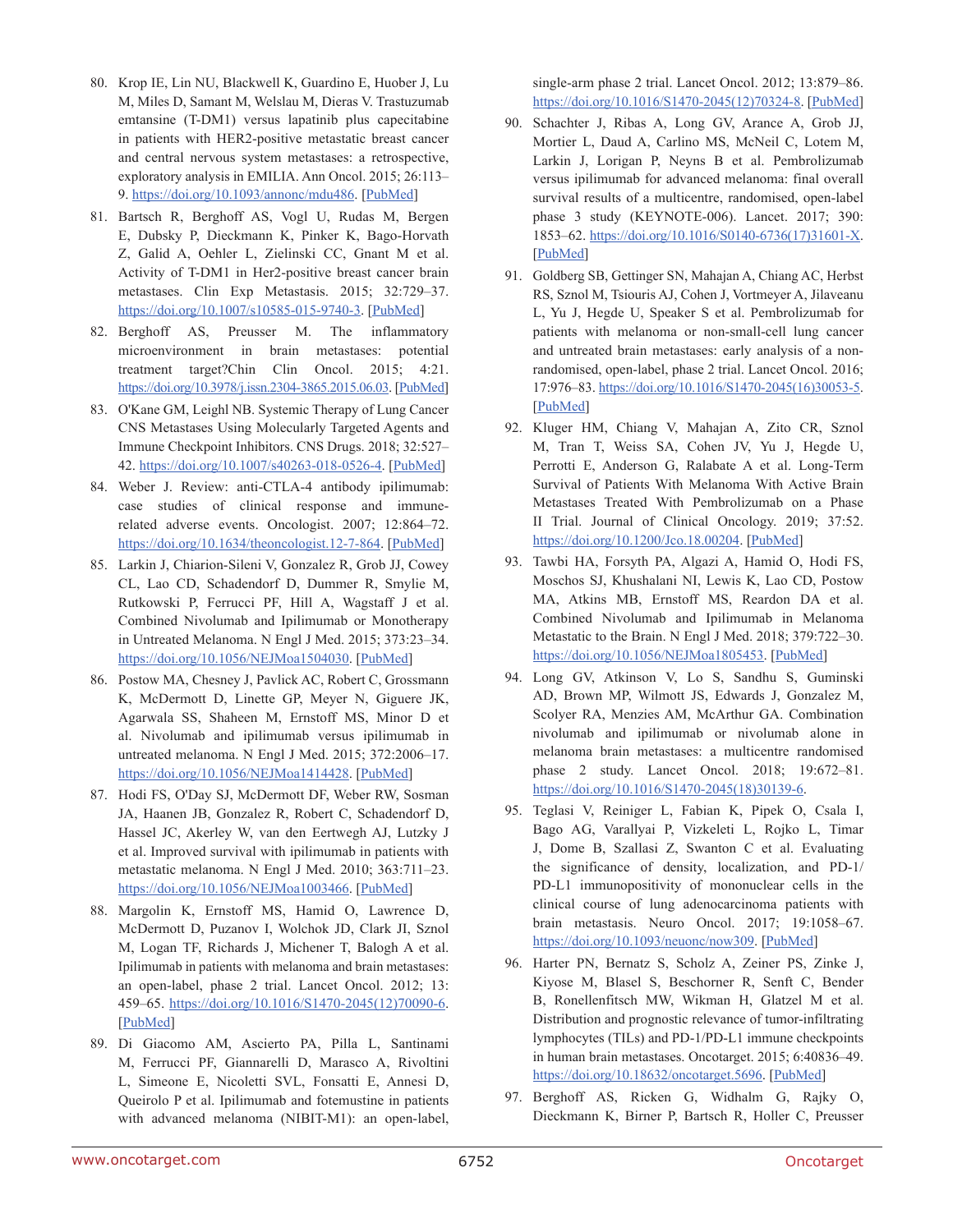80. Krop IE, Lin NU, Blackwell K, Guardino E, Huober J, Lu M, Miles D, Samant M, Welslau M, Dieras V. Trastuzumab emtansine (T-DM1) versus lapatinib plus capecitabine in patients with HER2-positive metastatic breast cancer and central nervous system metastases: a retrospective, exploratory analysis in EMILIA. Ann Oncol. 2015; 26:113–9. https://doi.org/10.1093/annonc/mdu486. [PubMed]

81. Bartsch R, Berghoff AS, Vogl U, Rudas M, Bergen E, Dubsky P, Dieckmann K, Pinker K, Bago-Horvath Z, Galid A, Oehler L, Zielinski CC, Gnant M et al. Activity of T-DM1 in Her2-positive breast cancer brain metastases. Clin Exp Metastasis. 2015; 32:729–37. https://doi.org/10.1007/s10585-015-9740-3. [PubMed]

82. Berghoff AS, Preusser M. The inflammatory microenvironment in brain metastases: potential treatment target?Chin Clin Oncol. 2015; 4:21. https://doi.org/10.3978/j.issn.2304-3865.2015.06.03. [PubMed]

83. O'Kane GM, Leighl NB. Systemic Therapy of Lung Cancer CNS Metastases Using Molecularly Targeted Agents and Immune Checkpoint Inhibitors. CNS Drugs. 2018; 32:527–42. https://doi.org/10.1007/s40263-018-0526-4. [PubMed]

84. Weber J. Review: anti-CTLA-4 antibody ipilimumab: case studies of clinical response and immune-related adverse events. Oncologist. 2007; 12:864–72. https://doi.org/10.1634/theoncologist.12-7-864. [PubMed]

85. Larkin J, Chiarion-Sileni V, Gonzalez R, Grob JJ, Cowey CL, Lao CD, Schadendorf D, Dummer R, Smylie M, Rutkowski P, Ferrucci PF, Hill A, Wagstaff J et al. Combined Nivolumab and Ipilimumab or Monotherapy in Untreated Melanoma. N Engl J Med. 2015; 373:23–34. https://doi.org/10.1056/NEJMoa1504030. [PubMed]

86. Postow MA, Chesney J, Pavlick AC, Robert C, Grossmann K, McDermott D, Linette GP, Meyer N, Giguere JK, Agarwala SS, Shaheen M, Ernstoff MS, Minor D et al. Nivolumab and ipilimumab versus ipilimumab in untreated melanoma. N Engl J Med. 2015; 372:2006–17. https://doi.org/10.1056/NEJMoa1414428. [PubMed]

87. Hodi FS, O'Day SJ, McDermott DF, Weber RW, Sosman JA, Haanen JB, Gonzalez R, Robert C, Schadendorf D, Hassel JC, Akerley W, van den Eertwegh AJ, Lutzky J et al. Improved survival with ipilimumab in patients with metastatic melanoma. N Engl J Med. 2010; 363:711–23. https://doi.org/10.1056/NEJMoa1003466. [PubMed]

88. Margolin K, Ernstoff MS, Hamid O, Lawrence D, McDermott D, Puzanov I, Wolchok JD, Clark JI, Sznol M, Logan TF, Richards J, Michener T, Balogh A et al. Ipilimumab in patients with melanoma and brain metastases: an open-label, phase 2 trial. Lancet Oncol. 2012; 13: 459–65. https://doi.org/10.1016/S1470-2045(12)70090-6. [PubMed]

89. Di Giacomo AM, Ascierto PA, Pilla L, Santinami M, Ferrucci PF, Giannarelli D, Marasco A, Rivoltini L, Simeone E, Nicoletti SVL, Fonsatti E, Annesi D, Queirolo P et al. Ipilimumab and fotemustine in patients with advanced melanoma (NIBIT-M1): an open-label, single-arm phase 2 trial. Lancet Oncol. 2012; 13:879–86. https://doi.org/10.1016/S1470-2045(12)70324-8. [PubMed]

90. Schachter J, Ribas A, Long GV, Arance A, Grob JJ, Mortier L, Daud A, Carlino MS, McNeil C, Lotem M, Larkin J, Lorigan P, Neyns B et al. Pembrolizumab versus ipilimumab for advanced melanoma: final overall survival results of a multicentre, randomised, open-label phase 3 study (KEYNOTE-006). Lancet. 2017; 390: 1853–62. https://doi.org/10.1016/S0140-6736(17)31601-X. [PubMed]

91. Goldberg SB, Gettinger SN, Mahajan A, Chiang AC, Herbst RS, Sznol M, Tsiouris AJ, Cohen J, Vortmeyer A, Jilaveanu L, Yu J, Hegde U, Speaker S et al. Pembrolizumab for patients with melanoma or non-small-cell lung cancer and untreated brain metastases: early analysis of a non-randomised, open-label, phase 2 trial. Lancet Oncol. 2016; 17:976–83. https://doi.org/10.1016/S1470-2045(16)30053-5. [PubMed]

92. Kluger HM, Chiang V, Mahajan A, Zito CR, Sznol M, Tran T, Weiss SA, Cohen JV, Yu J, Hegde U, Perrotti E, Anderson G, Ralabate A et al. Long-Term Survival of Patients With Melanoma With Active Brain Metastases Treated With Pembrolizumab on a Phase II Trial. Journal of Clinical Oncology. 2019; 37:52. https://doi.org/10.1200/Jco.18.00204. [PubMed]

93. Tawbi HA, Forsyth PA, Algazi A, Hamid O, Hodi FS, Moschos SJ, Khushalani NI, Lewis K, Lao CD, Postow MA, Atkins MB, Ernstoff MS, Reardon DA et al. Combined Nivolumab and Ipilimumab in Melanoma Metastatic to the Brain. N Engl J Med. 2018; 379:722–30. https://doi.org/10.1056/NEJMoa1805453. [PubMed]

94. Long GV, Atkinson V, Lo S, Sandhu S, Guminski AD, Brown MP, Wilmott JS, Edwards J, Gonzalez M, Scolyer RA, Menzies AM, McArthur GA. Combination nivolumab and ipilimumab or nivolumab alone in melanoma brain metastases: a multicentre randomised phase 2 study. Lancet Oncol. 2018; 19:672–81. https://doi.org/10.1016/S1470-2045(18)30139-6.

95. Teglasi V, Reiniger L, Fabian K, Pipek O, Csala I, Bago AG, Varallyai P, Vizkeleti L, Rojko L, Timar J, Dome B, Szallasi Z, Swanton C et al. Evaluating the significance of density, localization, and PD-1/PD-L1 immunopositivity of mononuclear cells in the clinical course of lung adenocarcinoma patients with brain metastasis. Neuro Oncol. 2017; 19:1058–67. https://doi.org/10.1093/neuonc/now309. [PubMed]

96. Harter PN, Bernatz S, Scholz A, Zeiner PS, Zinke J, Kiyose M, Blasel S, Beschorner R, Senft C, Bender B, Ronellenfitsch MW, Wikman H, Glatzel M et al. Distribution and prognostic relevance of tumor-infiltrating lymphocytes (TILs) and PD-1/PD-L1 immune checkpoints in human brain metastases. Oncotarget. 2015; 6:40836–49. https://doi.org/10.18632/oncotarget.5696. [PubMed]

97. Berghoff AS, Ricken G, Widhalm G, Rajky O, Dieckmann K, Birner P, Bartsch R, Holler C, Preusser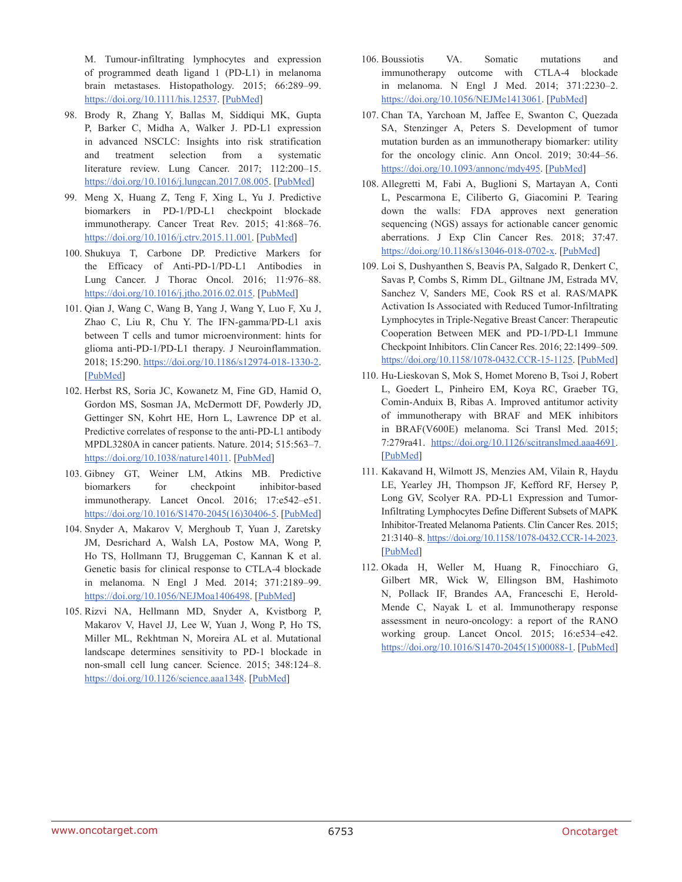M. Tumour-infiltrating lymphocytes and expression of programmed death ligand 1 (PD-L1) in melanoma brain metastases. Histopathology. 2015; 66:289–99. https://doi.org/10.1111/his.12537. [PubMed]

98. Brody R, Zhang Y, Ballas M, Siddiqui MK, Gupta P, Barker C, Midha A, Walker J. PD-L1 expression in advanced NSCLC: Insights into risk stratification and treatment selection from a systematic literature review. Lung Cancer. 2017; 112:200–15. https://doi.org/10.1016/j.lungcan.2017.08.005. [PubMed]

99. Meng X, Huang Z, Teng F, Xing L, Yu J. Predictive biomarkers in PD-1/PD-L1 checkpoint blockade immunotherapy. Cancer Treat Rev. 2015; 41:868–76. https://doi.org/10.1016/j.ctrv.2015.11.001. [PubMed]

100. Shukuya T, Carbone DP. Predictive Markers for the Efficacy of Anti-PD-1/PD-L1 Antibodies in Lung Cancer. J Thorac Oncol. 2016; 11:976–88. https://doi.org/10.1016/j.jtho.2016.02.015. [PubMed]

101. Qian J, Wang C, Wang B, Yang J, Wang Y, Luo F, Xu J, Zhao C, Liu R, Chu Y. The IFN-gamma/PD-L1 axis between T cells and tumor microenvironment: hints for glioma anti-PD-1/PD-L1 therapy. J Neuroinflammation. 2018; 15:290. https://doi.org/10.1186/s12974-018-1330-2. [PubMed]

102. Herbst RS, Soria JC, Kowanetz M, Fine GD, Hamid O, Gordon MS, Sosman JA, McDermott DF, Powderly JD, Gettinger SN, Kohrt HE, Horn L, Lawrence DP et al. Predictive correlates of response to the anti-PD-L1 antibody MPDL3280A in cancer patients. Nature. 2014; 515:563–7. https://doi.org/10.1038/nature14011. [PubMed]

103. Gibney GT, Weiner LM, Atkins MB. Predictive biomarkers for checkpoint inhibitor-based immunotherapy. Lancet Oncol. 2016; 17:e542–e51. https://doi.org/10.1016/S1470-2045(16)30406-5. [PubMed]

104. Snyder A, Makarov V, Merghoub T, Yuan J, Zaretsky JM, Desrichard A, Walsh LA, Postow MA, Wong P, Ho TS, Hollmann TJ, Bruggeman C, Kannan K et al. Genetic basis for clinical response to CTLA-4 blockade in melanoma. N Engl J Med. 2014; 371:2189–99. https://doi.org/10.1056/NEJMoa1406498. [PubMed]

105. Rizvi NA, Hellmann MD, Snyder A, Kvistborg P, Makarov V, Havel JJ, Lee W, Yuan J, Wong P, Ho TS, Miller ML, Rekhtman N, Moreira AL et al. Mutational landscape determines sensitivity to PD-1 blockade in non-small cell lung cancer. Science. 2015; 348:124–8. https://doi.org/10.1126/science.aaa1348. [PubMed]

106. Boussiotis VA. Somatic mutations and immunotherapy outcome with CTLA-4 blockade in melanoma. N Engl J Med. 2014; 371:2230–2. https://doi.org/10.1056/NEJMe1413061. [PubMed]

107. Chan TA, Yarchoan M, Jaffee E, Swanton C, Quezada SA, Stenzinger A, Peters S. Development of tumor mutation burden as an immunotherapy biomarker: utility for the oncology clinic. Ann Oncol. 2019; 30:44–56. https://doi.org/10.1093/annonc/mdy495. [PubMed]

108. Allegretti M, Fabi A, Buglioni S, Martayan A, Conti L, Pescarmona E, Ciliberto G, Giacomini P. Tearing down the walls: FDA approves next generation sequencing (NGS) assays for actionable cancer genomic aberrations. J Exp Clin Cancer Res. 2018; 37:47. https://doi.org/10.1186/s13046-018-0702-x. [PubMed]

109. Loi S, Dushyanthen S, Beavis PA, Salgado R, Denkert C, Savas P, Combs S, Rimm DL, Giltnane JM, Estrada MV, Sanchez V, Sanders ME, Cook RS et al. RAS/MAPK Activation Is Associated with Reduced Tumor-Infiltrating Lymphocytes in Triple-Negative Breast Cancer: Therapeutic Cooperation Between MEK and PD-1/PD-L1 Immune Checkpoint Inhibitors. Clin Cancer Res. 2016; 22:1499–509. https://doi.org/10.1158/1078-0432.CCR-15-1125. [PubMed]

110. Hu-Lieskovan S, Mok S, Homet Moreno B, Tsoi J, Robert L, Goedert L, Pinheiro EM, Koya RC, Graeber TG, Comin-Anduix B, Ribas A. Improved antitumor activity of immunotherapy with BRAF and MEK inhibitors in BRAF(V600E) melanoma. Sci Transl Med. 2015; 7:279ra41. https://doi.org/10.1126/scitranslmed.aaa4691. [PubMed]

111. Kakavand H, Wilmott JS, Menzies AM, Vilain R, Haydu LE, Yearley JH, Thompson JF, Kefford RF, Hersey P, Long GV, Scolyer RA. PD-L1 Expression and Tumor-Infiltrating Lymphocytes Define Different Subsets of MAPK Inhibitor-Treated Melanoma Patients. Clin Cancer Res. 2015; 21:3140–8. https://doi.org/10.1158/1078-0432.CCR-14-2023. [PubMed]

112. Okada H, Weller M, Huang R, Finocchiaro G, Gilbert MR, Wick W, Ellingson BM, Hashimoto N, Pollack IF, Brandes AA, Franceschi E, Herold-Mende C, Nayak L et al. Immunotherapy response assessment in neuro-oncology: a report of the RANO working group. Lancet Oncol. 2015; 16:e534–e42. https://doi.org/10.1016/S1470-2045(15)00088-1. [PubMed]